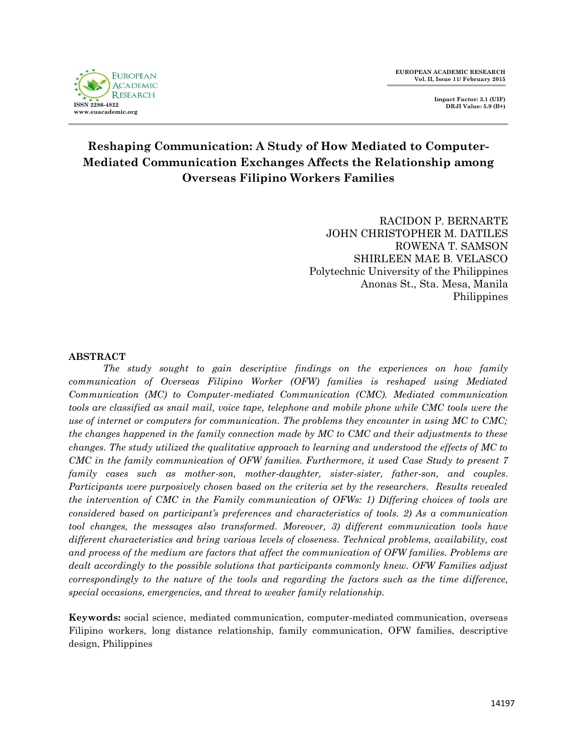# Reshaping Communication: A Study of How Mediated to Computer-Mediated Communication Exchanges Affects the Relationship among Overseas Filipino Workers Families

RACIDON P. BERNARTE
JOHN CHRISTOPHER M. DATILES
ROWENA T. SAMSON
SHIRLEEN MAE B. VELASCO
Polytechnic University of the Philippines
Anonas St., Sta. Mesa, Manila
Philippines

## ABSTRACT

*The study sought to gain descriptive findings on the experiences on how family communication of Overseas Filipino Worker (OFW) families is reshaped using Mediated Communication (MC) to Computer-mediated Communication (CMC). Mediated communication tools are classified as snail mail, voice tape, telephone and mobile phone while CMC tools were the use of internet or computers for communication. The problems they encounter in using MC to CMC; the changes happened in the family connection made by MC to CMC and their adjustments to these changes. The study utilized the qualitative approach to learning and understood the effects of MC to CMC in the family communication of OFW families. Furthermore, it used Case Study to present 7 family cases such as mother-son, mother-daughter, sister-sister, father-son, and couples. Participants were purposively chosen based on the criteria set by the researchers. Results revealed the intervention of CMC in the Family communication of OFWs: 1) Differing choices of tools are considered based on participant's preferences and characteristics of tools. 2) As a communication tool changes, the messages also transformed. Moreover, 3) different communication tools have different characteristics and bring various levels of closeness. Technical problems, availability, cost and process of the medium are factors that affect the communication of OFW families. Problems are dealt accordingly to the possible solutions that participants commonly knew. OFW Families adjust correspondingly to the nature of the tools and regarding the factors such as the time difference, special occasions, emergencies, and threat to weaker family relationship.*

**Keywords:** social science, mediated communication, computer-mediated communication, overseas Filipino workers, long distance relationship, family communication, OFW families, descriptive design, Philippines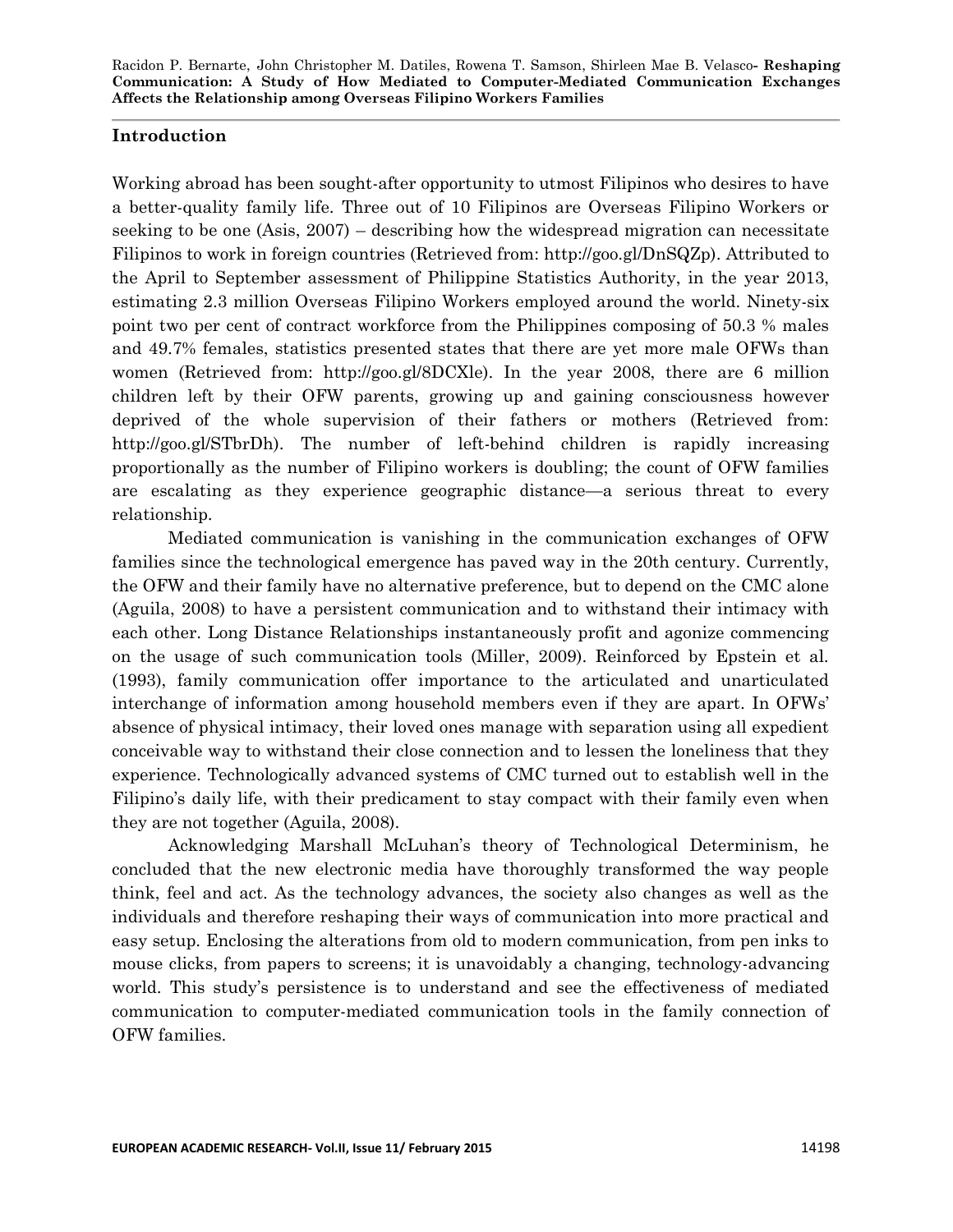## Introduction

Working abroad has been sought-after opportunity to utmost Filipinos who desires to have a better-quality family life. Three out of 10 Filipinos are Overseas Filipino Workers or seeking to be one (Asis, 2007) – describing how the widespread migration can necessitate Filipinos to work in foreign countries (Retrieved from: http://goo.gl/DnSQZp). Attributed to the April to September assessment of Philippine Statistics Authority, in the year 2013, estimating 2.3 million Overseas Filipino Workers employed around the world. Ninety-six point two per cent of contract workforce from the Philippines composing of 50.3 % males and 49.7% females, statistics presented states that there are yet more male OFWs than women (Retrieved from: http://goo.gl/8DCXle). In the year 2008, there are 6 million children left by their OFW parents, growing up and gaining consciousness however deprived of the whole supervision of their fathers or mothers (Retrieved from: http://goo.gl/STbrDh). The number of left-behind children is rapidly increasing proportionally as the number of Filipino workers is doubling; the count of OFW families are escalating as they experience geographic distance—a serious threat to every relationship.

Mediated communication is vanishing in the communication exchanges of OFW families since the technological emergence has paved way in the 20th century. Currently, the OFW and their family have no alternative preference, but to depend on the CMC alone (Aguila, 2008) to have a persistent communication and to withstand their intimacy with each other. Long Distance Relationships instantaneously profit and agonize commencing on the usage of such communication tools (Miller, 2009). Reinforced by Epstein et al. (1993), family communication offer importance to the articulated and unarticulated interchange of information among household members even if they are apart. In OFWs' absence of physical intimacy, their loved ones manage with separation using all expedient conceivable way to withstand their close connection and to lessen the loneliness that they experience. Technologically advanced systems of CMC turned out to establish well in the Filipino's daily life, with their predicament to stay compact with their family even when they are not together (Aguila, 2008).

Acknowledging Marshall McLuhan's theory of Technological Determinism, he concluded that the new electronic media have thoroughly transformed the way people think, feel and act. As the technology advances, the society also changes as well as the individuals and therefore reshaping their ways of communication into more practical and easy setup. Enclosing the alterations from old to modern communication, from pen inks to mouse clicks, from papers to screens; it is unavoidably a changing, technology-advancing world. This study's persistence is to understand and see the effectiveness of mediated communication to computer-mediated communication tools in the family connection of OFW families.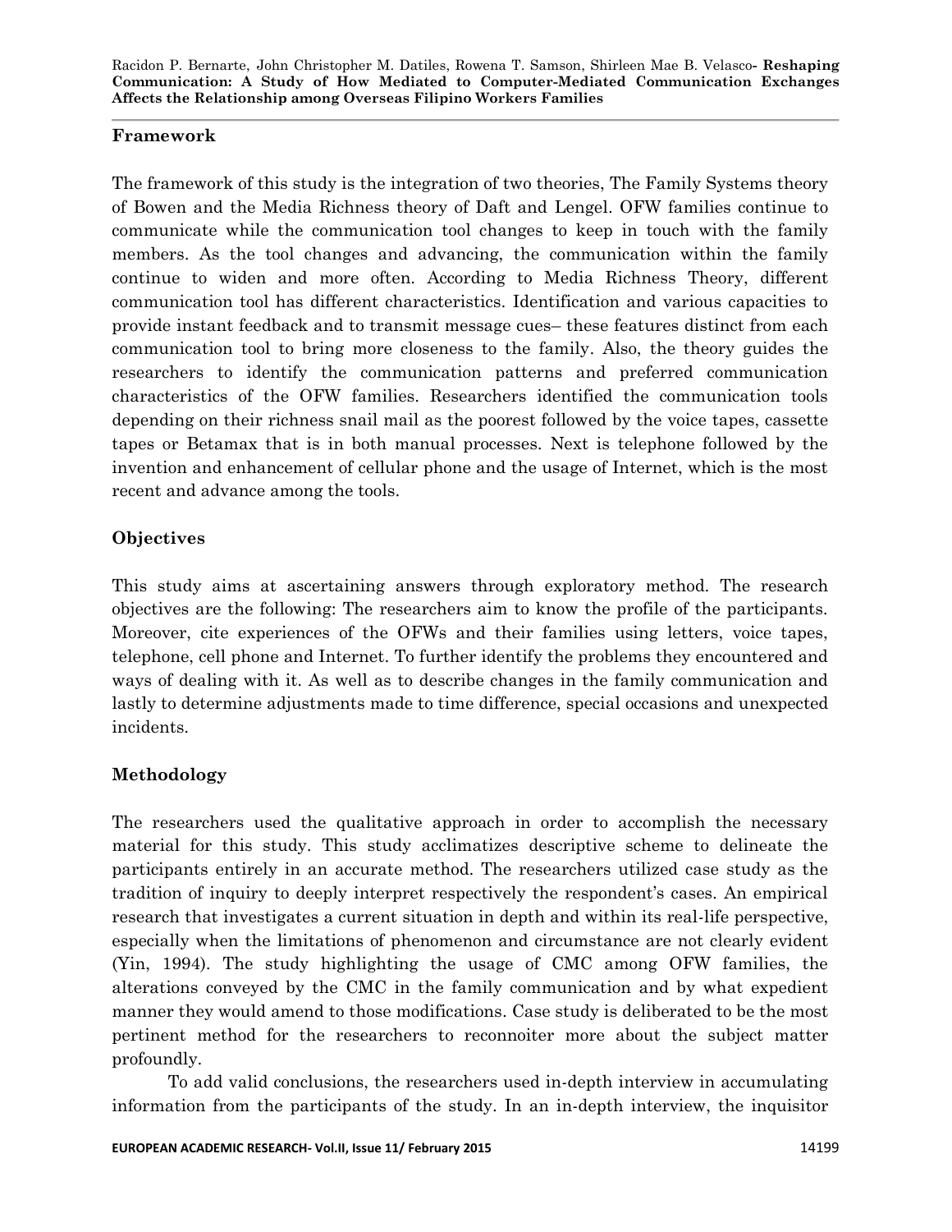## Framework

The framework of this study is the integration of two theories, The Family Systems theory of Bowen and the Media Richness theory of Daft and Lengel. OFW families continue to communicate while the communication tool changes to keep in touch with the family members. As the tool changes and advancing, the communication within the family continue to widen and more often. According to Media Richness Theory, different communication tool has different characteristics. Identification and various capacities to provide instant feedback and to transmit message cues– these features distinct from each communication tool to bring more closeness to the family. Also, the theory guides the researchers to identify the communication patterns and preferred communication characteristics of the OFW families. Researchers identified the communication tools depending on their richness snail mail as the poorest followed by the voice tapes, cassette tapes or Betamax that is in both manual processes. Next is telephone followed by the invention and enhancement of cellular phone and the usage of Internet, which is the most recent and advance among the tools.

## Objectives

This study aims at ascertaining answers through exploratory method. The research objectives are the following: The researchers aim to know the profile of the participants. Moreover, cite experiences of the OFWs and their families using letters, voice tapes, telephone, cell phone and Internet. To further identify the problems they encountered and ways of dealing with it. As well as to describe changes in the family communication and lastly to determine adjustments made to time difference, special occasions and unexpected incidents.

## Methodology

The researchers used the qualitative approach in order to accomplish the necessary material for this study. This study acclimatizes descriptive scheme to delineate the participants entirely in an accurate method. The researchers utilized case study as the tradition of inquiry to deeply interpret respectively the respondent's cases. An empirical research that investigates a current situation in depth and within its real-life perspective, especially when the limitations of phenomenon and circumstance are not clearly evident (Yin, 1994). The study highlighting the usage of CMC among OFW families, the alterations conveyed by the CMC in the family communication and by what expedient manner they would amend to those modifications. Case study is deliberated to be the most pertinent method for the researchers to reconnoiter more about the subject matter profoundly.

To add valid conclusions, the researchers used in-depth interview in accumulating information from the participants of the study. In an in-depth interview, the inquisitor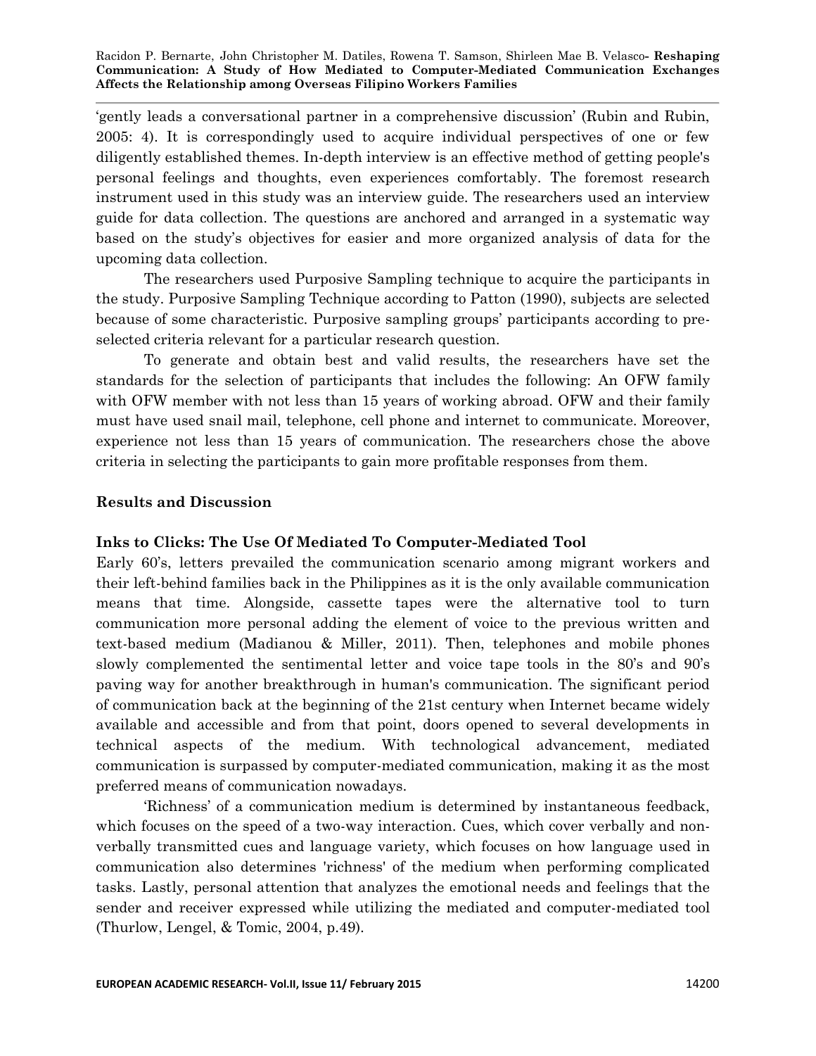'gently leads a conversational partner in a comprehensive discussion' (Rubin and Rubin, 2005: 4). It is correspondingly used to acquire individual perspectives of one or few diligently established themes. In-depth interview is an effective method of getting people's personal feelings and thoughts, even experiences comfortably. The foremost research instrument used in this study was an interview guide. The researchers used an interview guide for data collection. The questions are anchored and arranged in a systematic way based on the study's objectives for easier and more organized analysis of data for the upcoming data collection.

The researchers used Purposive Sampling technique to acquire the participants in the study. Purposive Sampling Technique according to Patton (1990), subjects are selected because of some characteristic. Purposive sampling groups' participants according to pre-selected criteria relevant for a particular research question.

To generate and obtain best and valid results, the researchers have set the standards for the selection of participants that includes the following: An OFW family with OFW member with not less than 15 years of working abroad. OFW and their family must have used snail mail, telephone, cell phone and internet to communicate. Moreover, experience not less than 15 years of communication. The researchers chose the above criteria in selecting the participants to gain more profitable responses from them.

## Results and Discussion

### Inks to Clicks: The Use Of Mediated To Computer-Mediated Tool

Early 60's, letters prevailed the communication scenario among migrant workers and their left-behind families back in the Philippines as it is the only available communication means that time. Alongside, cassette tapes were the alternative tool to turn communication more personal adding the element of voice to the previous written and text-based medium (Madianou & Miller, 2011). Then, telephones and mobile phones slowly complemented the sentimental letter and voice tape tools in the 80's and 90's paving way for another breakthrough in human's communication. The significant period of communication back at the beginning of the 21st century when Internet became widely available and accessible and from that point, doors opened to several developments in technical aspects of the medium. With technological advancement, mediated communication is surpassed by computer-mediated communication, making it as the most preferred means of communication nowadays.

'Richness' of a communication medium is determined by instantaneous feedback, which focuses on the speed of a two-way interaction. Cues, which cover verbally and non-verbally transmitted cues and language variety, which focuses on how language used in communication also determines 'richness' of the medium when performing complicated tasks. Lastly, personal attention that analyzes the emotional needs and feelings that the sender and receiver expressed while utilizing the mediated and computer-mediated tool (Thurlow, Lengel, & Tomic, 2004, p.49).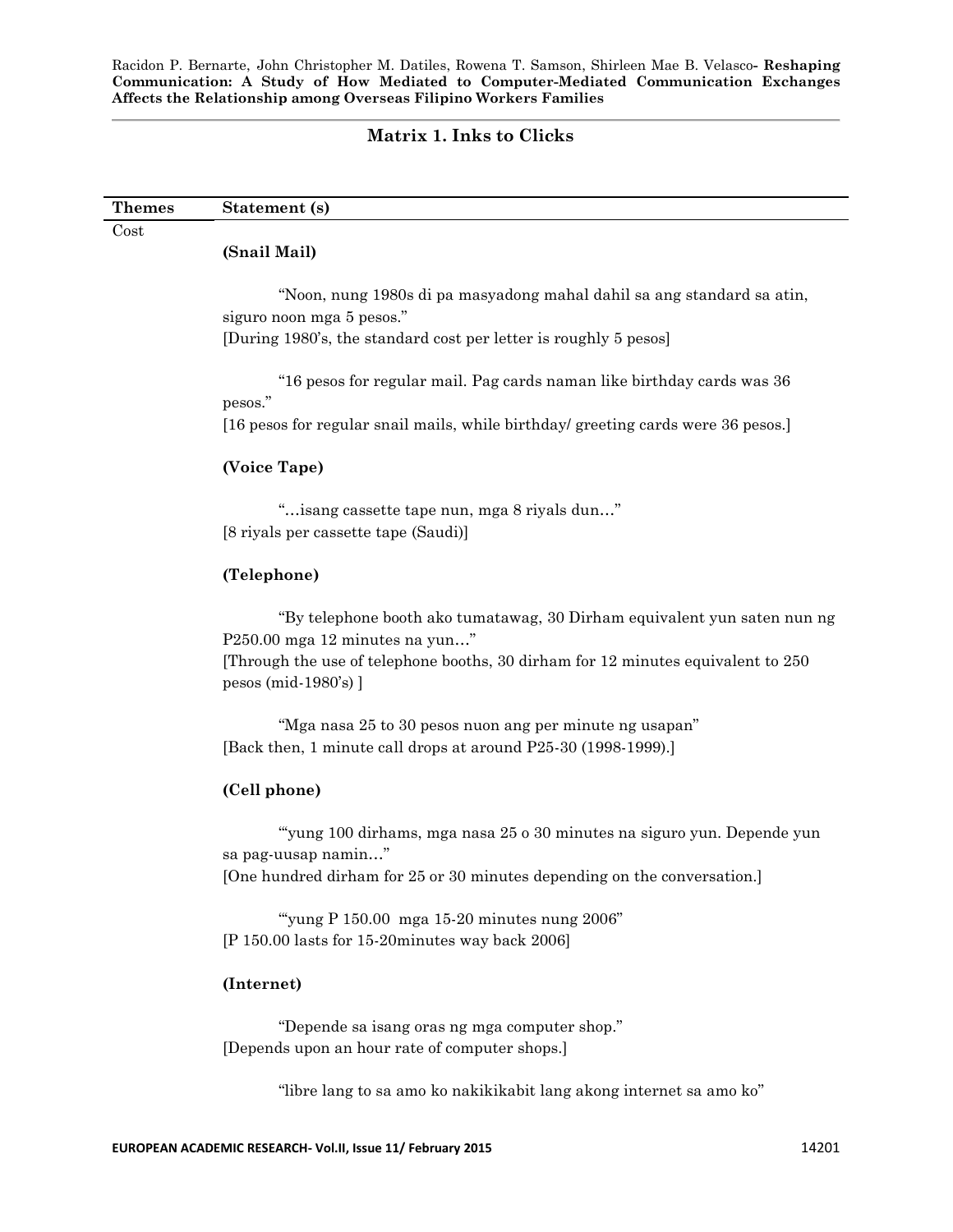### Matrix 1. Inks to Clicks

| Themes | Statement (s) |
|---|---|
| Cost | **(Snail Mail)**<br><br>"Noon, nung 1980s di pa masyadong mahal dahil sa ang standard sa atin, siguro noon mga 5 pesos."<br>[During 1980's, the standard cost per letter is roughly 5 pesos]<br><br>"16 pesos for regular mail. Pag cards naman like birthday cards was 36 pesos."<br>[16 pesos for regular snail mails, while birthday/ greeting cards were 36 pesos.]<br><br>**(Voice Tape)**<br><br>"…isang cassette tape nun, mga 8 riyals dun…"<br>[8 riyals per cassette tape (Saudi)]<br><br>**(Telephone)**<br><br>"By telephone booth ako tumatawag, 30 Dirham equivalent yun saten nun ng P250.00 mga 12 minutes na yun…"<br>[Through the use of telephone booths, 30 dirham for 12 minutes equivalent to 250 pesos (mid-1980's) ]<br><br>"Mga nasa 25 to 30 pesos nuon ang per minute ng usapan"<br>[Back then, 1 minute call drops at around P25-30 (1998-1999).]<br><br>**(Cell phone)**<br><br>"'yung 100 dirhams, mga nasa 25 o 30 minutes na siguro yun. Depende yun sa pag-uusap namin…"<br>[One hundred dirham for 25 or 30 minutes depending on the conversation.]<br><br>"'yung P 150.00 mga 15-20 minutes nung 2006"<br>[P 150.00 lasts for 15-20minutes way back 2006]<br><br>**(Internet)**<br><br>"Depende sa isang oras ng mga computer shop."<br>[Depends upon an hour rate of computer shops.]<br><br>"libre lang to sa amo ko nakikikabit lang akong internet sa amo ko" |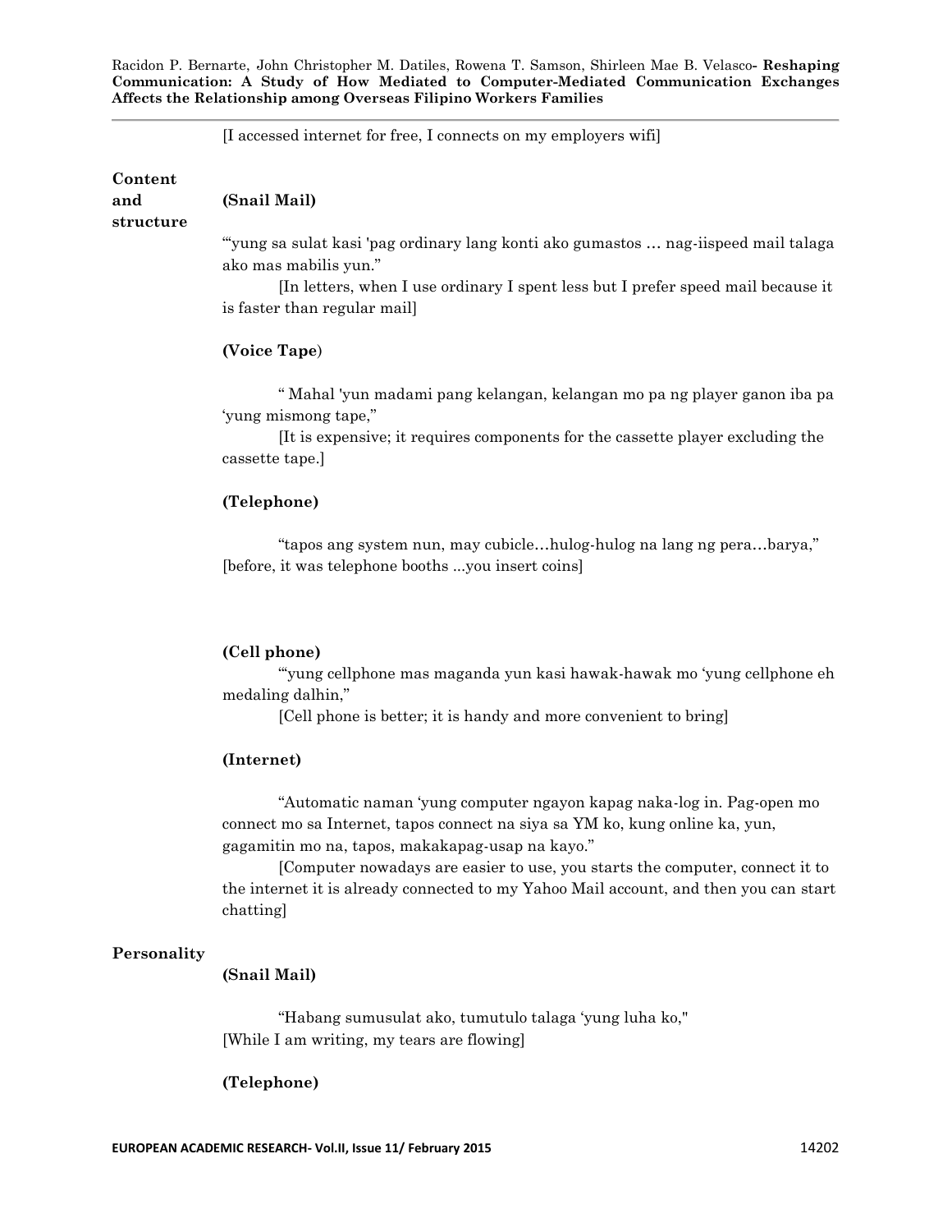[I accessed internet for free, I connects on my employers wifi]

**Content and structure**

**(Snail Mail)**

"'yung sa sulat kasi 'pag ordinary lang konti ako gumastos … nag-iispeed mail talaga ako mas mabilis yun."

[In letters, when I use ordinary I spent less but I prefer speed mail because it is faster than regular mail]

**(Voice Tape)**

" Mahal 'yun madami pang kelangan, kelangan mo pa ng player ganon iba pa 'yung mismong tape,"

[It is expensive; it requires components for the cassette player excluding the cassette tape.]

**(Telephone)**

"tapos ang system nun, may cubicle…hulog-hulog na lang ng pera…barya,"
[before, it was telephone booths ...you insert coins]

**(Cell phone)**

"'yung cellphone mas maganda yun kasi hawak-hawak mo 'yung cellphone eh medaling dalhin,"

[Cell phone is better; it is handy and more convenient to bring]

**(Internet)**

"Automatic naman 'yung computer ngayon kapag naka-log in. Pag-open mo connect mo sa Internet, tapos connect na siya sa YM ko, kung online ka, yun, gagamitin mo na, tapos, makakapag-usap na kayo."

[Computer nowadays are easier to use, you starts the computer, connect it to the internet it is already connected to my Yahoo Mail account, and then you can start chatting]

**Personality**

**(Snail Mail)**

"Habang sumusulat ako, tumutulo talaga 'yung luha ko,"
[While I am writing, my tears are flowing]

**(Telephone)**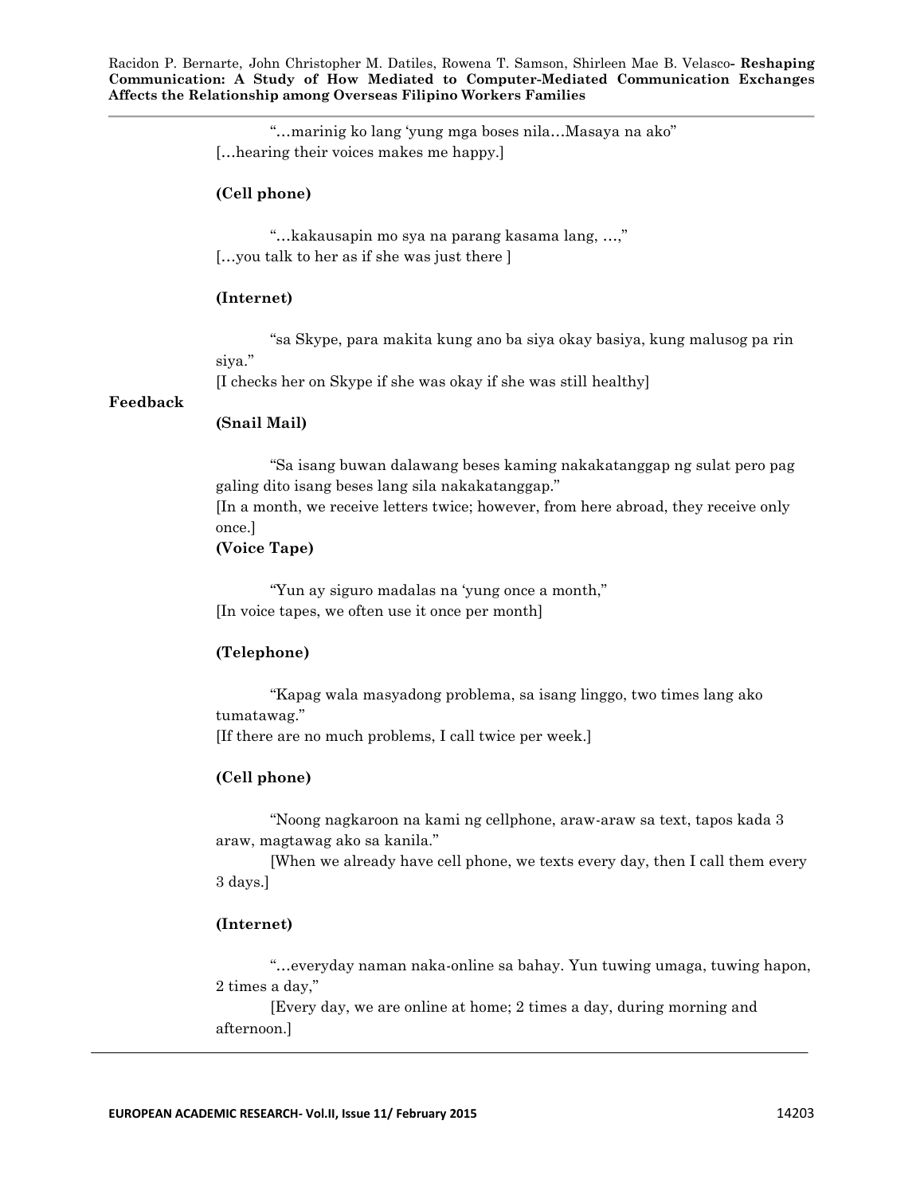"…marinig ko lang 'yung mga boses nila…Masaya na ako"
[…hearing their voices makes me happy.]

**(Cell phone)**

"…kakausapin mo sya na parang kasama lang, …,"
[…you talk to her as if she was just there ]

**(Internet)**

"sa Skype, para makita kung ano ba siya okay basiya, kung malusog pa rin siya."
[I checks her on Skype if she was okay if she was still healthy]

**Feedback**

**(Snail Mail)**

"Sa isang buwan dalawang beses kaming nakakatanggap ng sulat pero pag galing dito isang beses lang sila nakakatanggap."
[In a month, we receive letters twice; however, from here abroad, they receive only once.]

**(Voice Tape)**

"Yun ay siguro madalas na 'yung once a month,"
[In voice tapes, we often use it once per month]

**(Telephone)**

"Kapag wala masyadong problema, sa isang linggo, two times lang ako tumatawag."
[If there are no much problems, I call twice per week.]

**(Cell phone)**

"Noong nagkaroon na kami ng cellphone, araw-araw sa text, tapos kada 3 araw, magtawag ako sa kanila."
[When we already have cell phone, we texts every day, then I call them every 3 days.]

**(Internet)**

"…everyday naman naka-online sa bahay. Yun tuwing umaga, tuwing hapon, 2 times a day,"
[Every day, we are online at home; 2 times a day, during morning and afternoon.]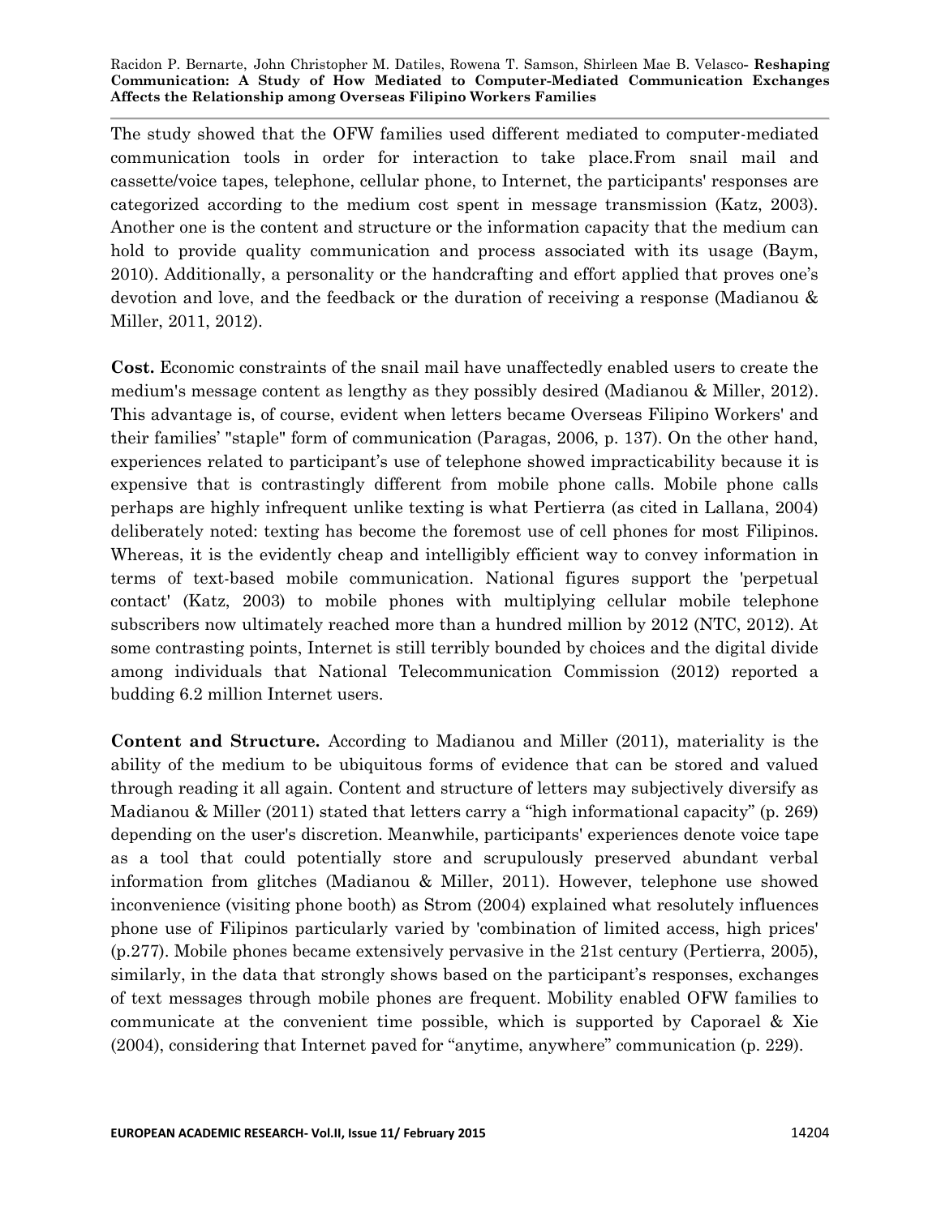The study showed that the OFW families used different mediated to computer-mediated communication tools in order for interaction to take place.From snail mail and cassette/voice tapes, telephone, cellular phone, to Internet, the participants' responses are categorized according to the medium cost spent in message transmission (Katz, 2003). Another one is the content and structure or the information capacity that the medium can hold to provide quality communication and process associated with its usage (Baym, 2010). Additionally, a personality or the handcrafting and effort applied that proves one's devotion and love, and the feedback or the duration of receiving a response (Madianou & Miller, 2011, 2012).

**Cost.** Economic constraints of the snail mail have unaffectedly enabled users to create the medium's message content as lengthy as they possibly desired (Madianou & Miller, 2012). This advantage is, of course, evident when letters became Overseas Filipino Workers' and their families' "staple" form of communication (Paragas, 2006, p. 137). On the other hand, experiences related to participant's use of telephone showed impracticability because it is expensive that is contrastingly different from mobile phone calls. Mobile phone calls perhaps are highly infrequent unlike texting is what Pertierra (as cited in Lallana, 2004) deliberately noted: texting has become the foremost use of cell phones for most Filipinos. Whereas, it is the evidently cheap and intelligibly efficient way to convey information in terms of text-based mobile communication. National figures support the 'perpetual contact' (Katz, 2003) to mobile phones with multiplying cellular mobile telephone subscribers now ultimately reached more than a hundred million by 2012 (NTC, 2012). At some contrasting points, Internet is still terribly bounded by choices and the digital divide among individuals that National Telecommunication Commission (2012) reported a budding 6.2 million Internet users.

**Content and Structure.** According to Madianou and Miller (2011), materiality is the ability of the medium to be ubiquitous forms of evidence that can be stored and valued through reading it all again. Content and structure of letters may subjectively diversify as Madianou & Miller (2011) stated that letters carry a "high informational capacity" (p. 269) depending on the user's discretion. Meanwhile, participants' experiences denote voice tape as a tool that could potentially store and scrupulously preserved abundant verbal information from glitches (Madianou & Miller, 2011). However, telephone use showed inconvenience (visiting phone booth) as Strom (2004) explained what resolutely influences phone use of Filipinos particularly varied by 'combination of limited access, high prices' (p.277). Mobile phones became extensively pervasive in the 21st century (Pertierra, 2005), similarly, in the data that strongly shows based on the participant's responses, exchanges of text messages through mobile phones are frequent. Mobility enabled OFW families to communicate at the convenient time possible, which is supported by Caporael & Xie (2004), considering that Internet paved for "anytime, anywhere" communication (p. 229).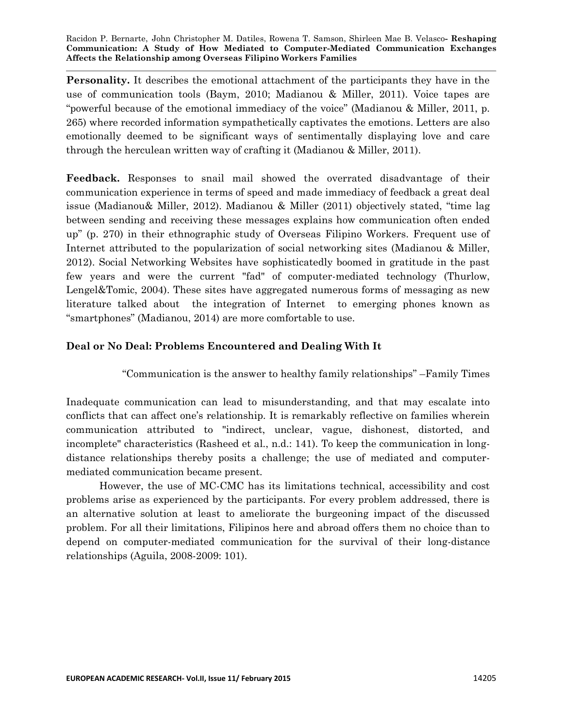**Personality.** It describes the emotional attachment of the participants they have in the use of communication tools (Baym, 2010; Madianou & Miller, 2011). Voice tapes are "powerful because of the emotional immediacy of the voice" (Madianou & Miller, 2011, p. 265) where recorded information sympathetically captivates the emotions. Letters are also emotionally deemed to be significant ways of sentimentally displaying love and care through the herculean written way of crafting it (Madianou & Miller, 2011).

**Feedback.** Responses to snail mail showed the overrated disadvantage of their communication experience in terms of speed and made immediacy of feedback a great deal issue (Madianou& Miller, 2012). Madianou & Miller (2011) objectively stated, "time lag between sending and receiving these messages explains how communication often ended up" (p. 270) in their ethnographic study of Overseas Filipino Workers. Frequent use of Internet attributed to the popularization of social networking sites (Madianou & Miller, 2012). Social Networking Websites have sophisticatedly boomed in gratitude in the past few years and were the current "fad" of computer-mediated technology (Thurlow, Lengel&Tomic, 2004). These sites have aggregated numerous forms of messaging as new literature talked about the integration of Internet to emerging phones known as "smartphones" (Madianou, 2014) are more comfortable to use.

## Deal or No Deal: Problems Encountered and Dealing With It

"Communication is the answer to healthy family relationships" –Family Times

Inadequate communication can lead to misunderstanding, and that may escalate into conflicts that can affect one's relationship. It is remarkably reflective on families wherein communication attributed to "indirect, unclear, vague, dishonest, distorted, and incomplete" characteristics (Rasheed et al., n.d.: 141). To keep the communication in long-distance relationships thereby posits a challenge; the use of mediated and computer-mediated communication became present.

However, the use of MC-CMC has its limitations technical, accessibility and cost problems arise as experienced by the participants. For every problem addressed, there is an alternative solution at least to ameliorate the burgeoning impact of the discussed problem. For all their limitations, Filipinos here and abroad offers them no choice than to depend on computer-mediated communication for the survival of their long-distance relationships (Aguila, 2008-2009: 101).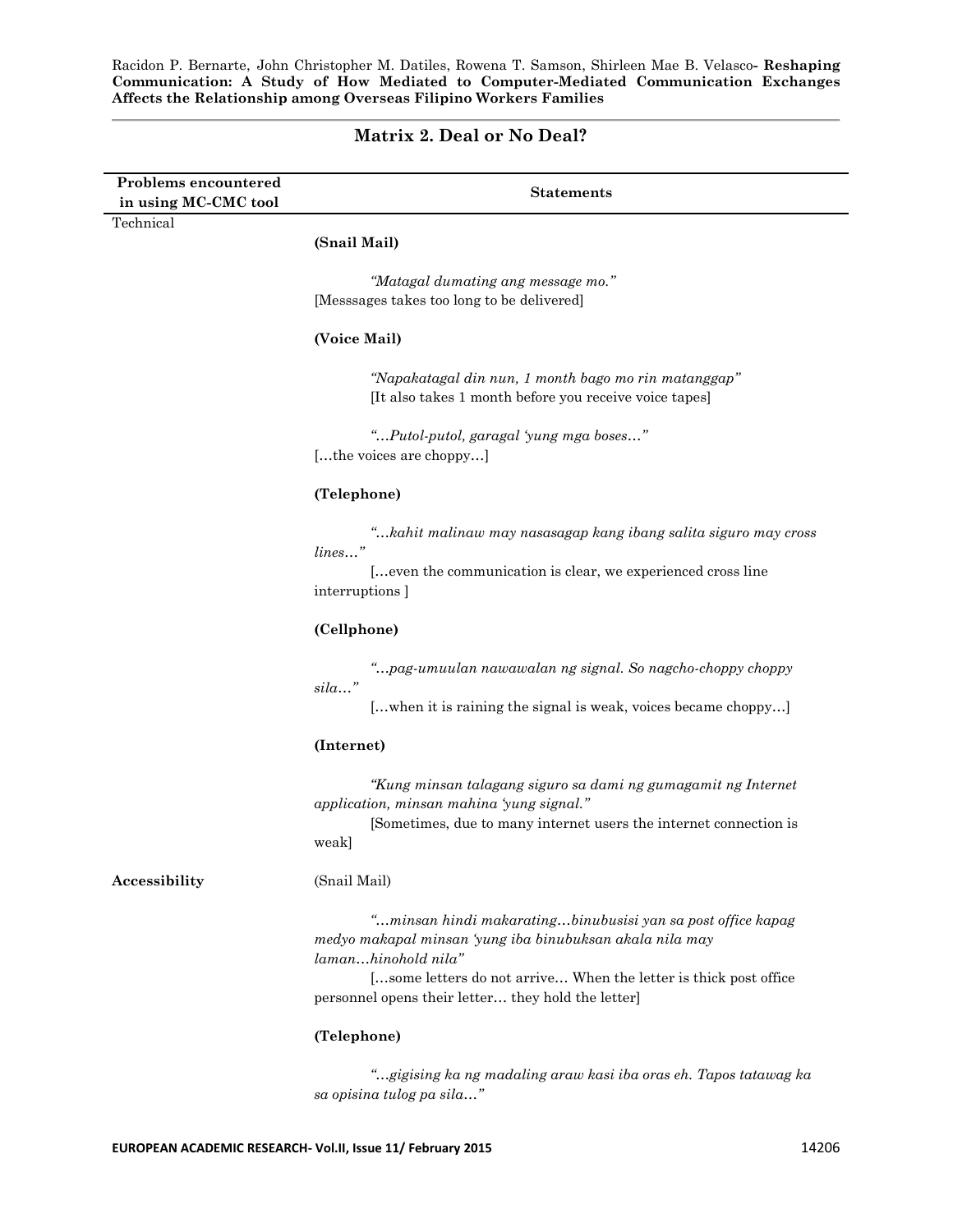## Matrix 2. Deal or No Deal?

| Problems encountered in using MC-CMC tool | Statements |
|---|---|
| Technical | **(Snail Mail)**<br><br>*"Matagal dumating ang message mo."*<br>[Messsages takes too long to be delivered]<br><br>**(Voice Mail)**<br><br>*"Napakatagal din nun, 1 month bago mo rin matanggap"*<br>[It also takes 1 month before you receive voice tapes]<br><br>*"…Putol-putol, garagal 'yung mga boses…"*<br>[…the voices are choppy…]<br><br>**(Telephone)**<br><br>*"…kahit malinaw may nasasagap kang ibang salita siguro may cross lines…"*<br>[…even the communication is clear, we experienced cross line interruptions ]<br><br>**(Cellphone)**<br><br>*"…pag-umuulan nawawalan ng signal. So nagcho-choppy choppy sila…"*<br>[…when it is raining the signal is weak, voices became choppy…]<br><br>**(Internet)**<br><br>*"Kung minsan talagang siguro sa dami ng gumagamit ng Internet application, minsan mahina 'yung signal."*<br>[Sometimes, due to many internet users the internet connection is weak] |
| **Accessibility** | (Snail Mail)<br><br>*"…minsan hindi makarating…binubusisi yan sa post office kapag medyo makapal minsan 'yung iba binubuksan akala nila may laman…hinohold nila"*<br>[…some letters do not arrive… When the letter is thick post office personnel opens their letter… they hold the letter]<br><br>**(Telephone)**<br><br>*"…gigising ka ng madaling araw kasi iba oras eh. Tapos tatawag ka sa opisina tulog pa sila…"* |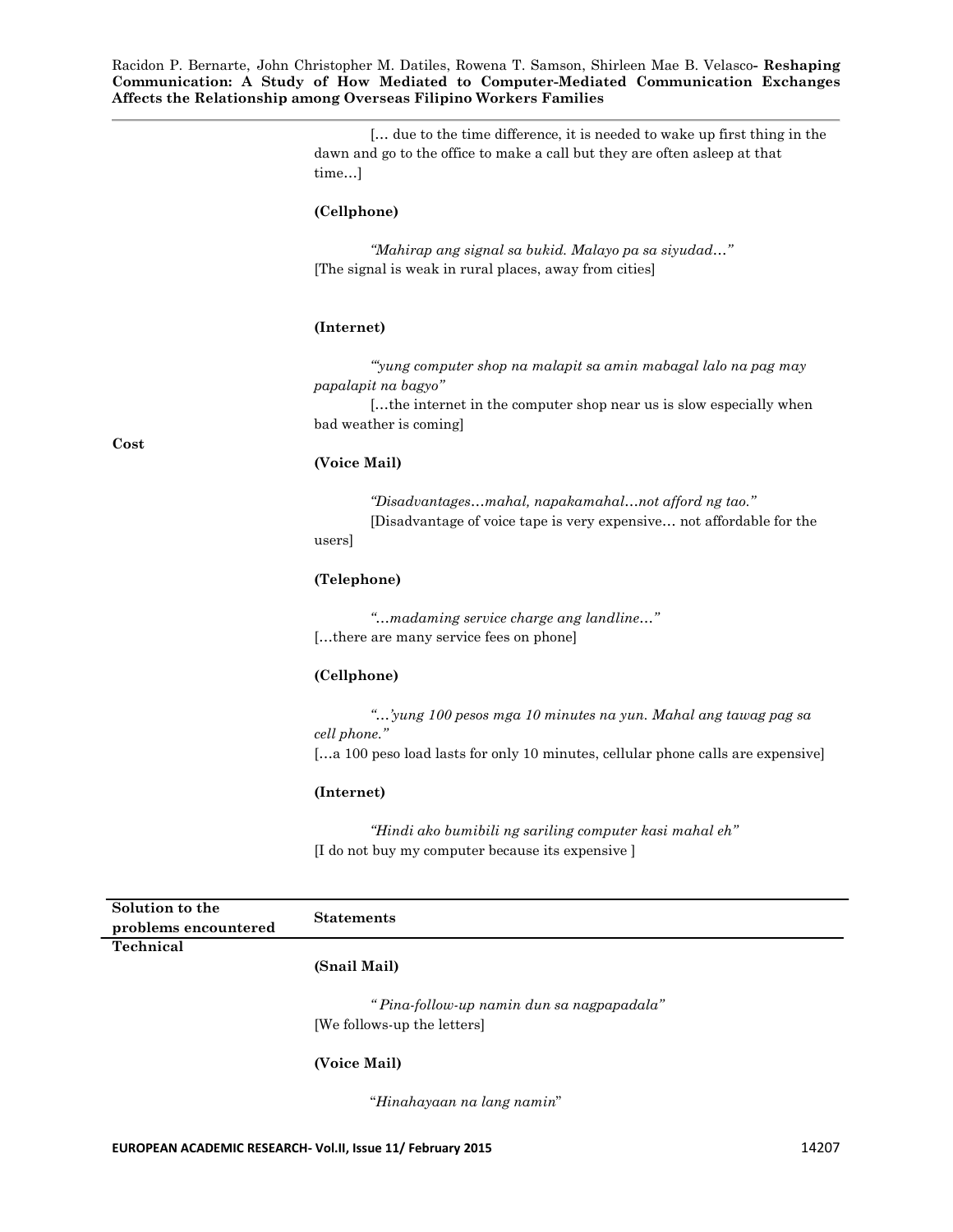[… due to the time difference, it is needed to wake up first thing in the dawn and go to the office to make a call but they are often asleep at that time…]

**(Cellphone)**

*"Mahirap ang signal sa bukid. Malayo pa sa siyudad…"*
[The signal is weak in rural places, away from cities]

**(Internet)**

*"'yung computer shop na malapit sa amin mabagal lalo na pag may papalapit na bagyo"*
[…the internet in the computer shop near us is slow especially when bad weather is coming]

**Cost**

**(Voice Mail)**

*"Disadvantages…mahal, napakamahal…not afford ng tao."*
[Disadvantage of voice tape is very expensive… not affordable for the users]

**(Telephone)**

*"…madaming service charge ang landline…"*
[…there are many service fees on phone]

**(Cellphone)**

*"…'yung 100 pesos mga 10 minutes na yun. Mahal ang tawag pag sa cell phone."*
[…a 100 peso load lasts for only 10 minutes, cellular phone calls are expensive]

**(Internet)**

*"Hindi ako bumibili ng sariling computer kasi mahal eh"*
[I do not buy my computer because its expensive ]

| Solution to the problems encountered | Statements |
|---|---|
| **Technical** | **(Snail Mail)** |
| | *" Pina-follow-up namin dun sa nagpapadala"* [We follows-up the letters] |
| | **(Voice Mail)** |
| | "*Hinahayaan na lang namin*" |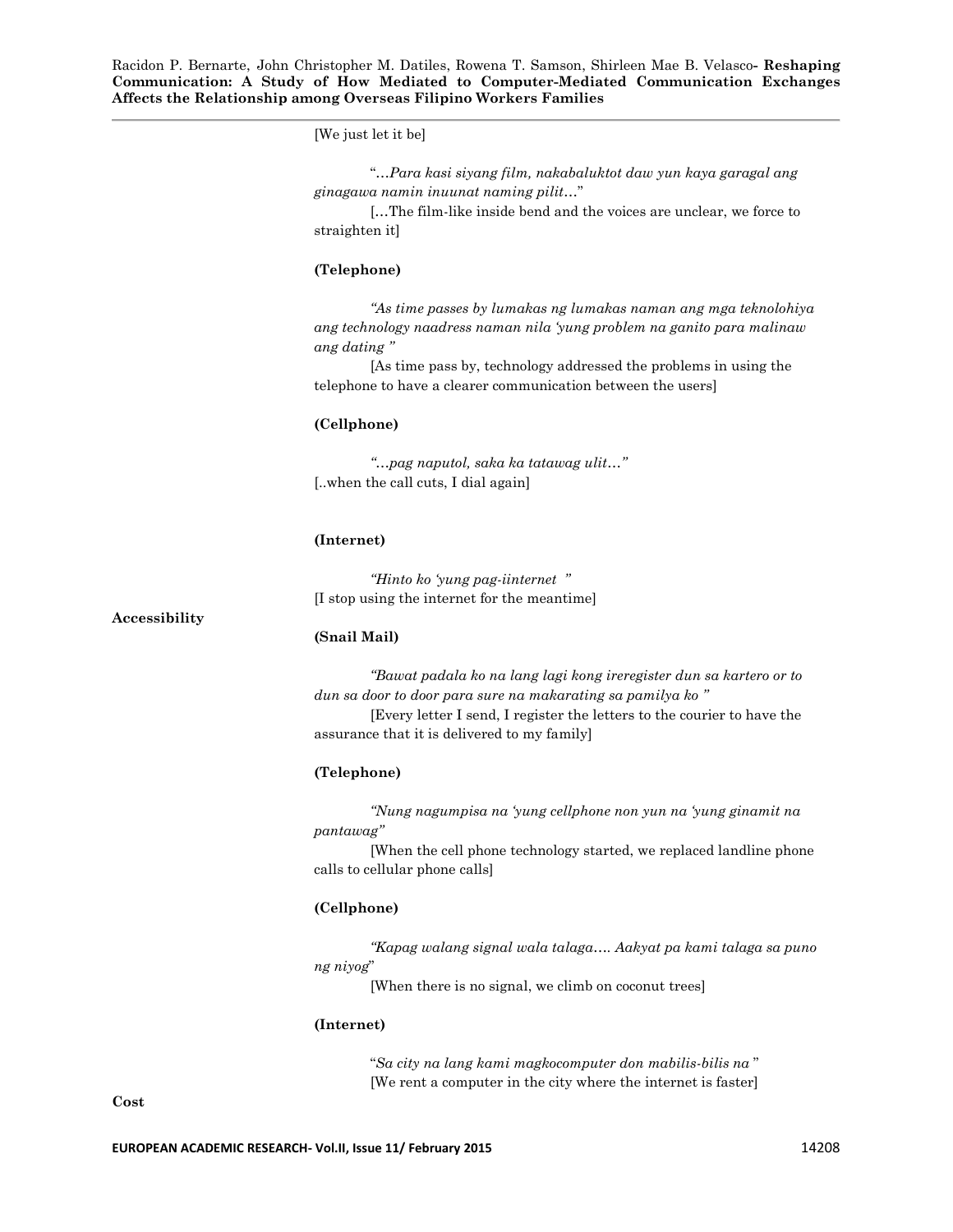[We just let it be]

"*…Para kasi siyang film, nakabaluktot daw yun kaya garagal ang ginagawa namin inuunat naming pilit…*"

[…The film-like inside bend and the voices are unclear, we force to straighten it]

**(Telephone)**

*"As time passes by lumakas ng lumakas naman ang mga teknolohiya ang technology naadress naman nila 'yung problem na ganito para malinaw ang dating "*

[As time pass by, technology addressed the problems in using the telephone to have a clearer communication between the users]

**(Cellphone)**

*"…pag naputol, saka ka tatawag ulit…"*

[..when the call cuts, I dial again]

**(Internet)**

*"Hinto ko 'yung pag-iinternet "*

[I stop using the internet for the meantime]

**Accessibility**

**(Snail Mail)**

*"Bawat padala ko na lang lagi kong ireregister dun sa kartero or to dun sa door to door para sure na makarating sa pamilya ko "*

[Every letter I send, I register the letters to the courier to have the assurance that it is delivered to my family]

**(Telephone)**

*"Nung nagumpisa na 'yung cellphone non yun na 'yung ginamit na pantawag"*

[When the cell phone technology started, we replaced landline phone calls to cellular phone calls]

**(Cellphone)**

*"Kapag walang signal wala talaga…. Aakyat pa kami talaga sa puno ng niyog*"

[When there is no signal, we climb on coconut trees]

**(Internet)**

"*Sa city na lang kami magkocomputer don mabilis-bilis na* "

[We rent a computer in the city where the internet is faster]

**Cost**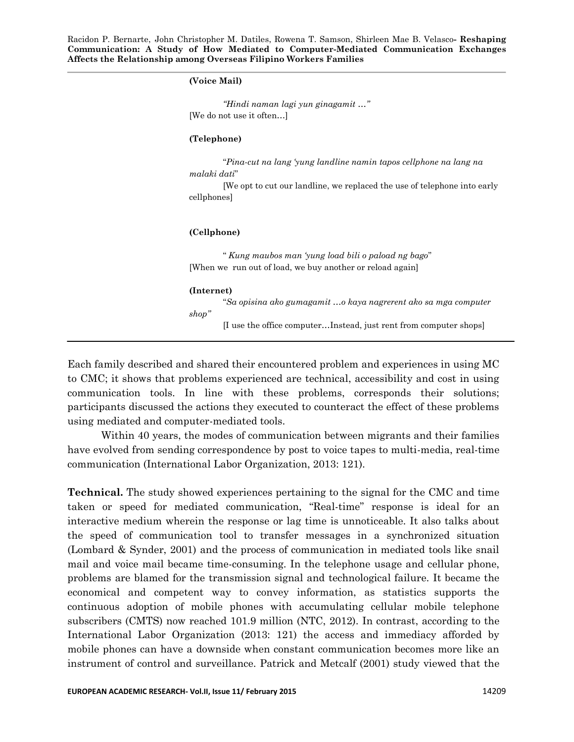**(Voice Mail)**

*"Hindi naman lagi yun ginagamit …"*
[We do not use it often…]

**(Telephone)**

"*Pina-cut na lang 'yung landline namin tapos cellphone na lang na malaki dati*"
[We opt to cut our landline, we replaced the use of telephone into early cellphones]

**(Cellphone)**

" *Kung maubos man 'yung load bili o paload ng bago*"
[When we run out of load, we buy another or reload again]

**(Internet)**

"*Sa opisina ako gumagamit …o kaya nagrerent ako sa mga computer shop"*
[I use the office computer…Instead, just rent from computer shops]

---

Each family described and shared their encountered problem and experiences in using MC to CMC; it shows that problems experienced are technical, accessibility and cost in using communication tools. In line with these problems, corresponds their solutions; participants discussed the actions they executed to counteract the effect of these problems using mediated and computer-mediated tools.

Within 40 years, the modes of communication between migrants and their families have evolved from sending correspondence by post to voice tapes to multi-media, real-time communication (International Labor Organization, 2013: 121).

**Technical.** The study showed experiences pertaining to the signal for the CMC and time taken or speed for mediated communication, "Real-time" response is ideal for an interactive medium wherein the response or lag time is unnoticeable. It also talks about the speed of communication tool to transfer messages in a synchronized situation (Lombard & Synder, 2001) and the process of communication in mediated tools like snail mail and voice mail became time-consuming. In the telephone usage and cellular phone, problems are blamed for the transmission signal and technological failure. It became the economical and competent way to convey information, as statistics supports the continuous adoption of mobile phones with accumulating cellular mobile telephone subscribers (CMTS) now reached 101.9 million (NTC, 2012). In contrast, according to the International Labor Organization (2013: 121) the access and immediacy afforded by mobile phones can have a downside when constant communication becomes more like an instrument of control and surveillance. Patrick and Metcalf (2001) study viewed that the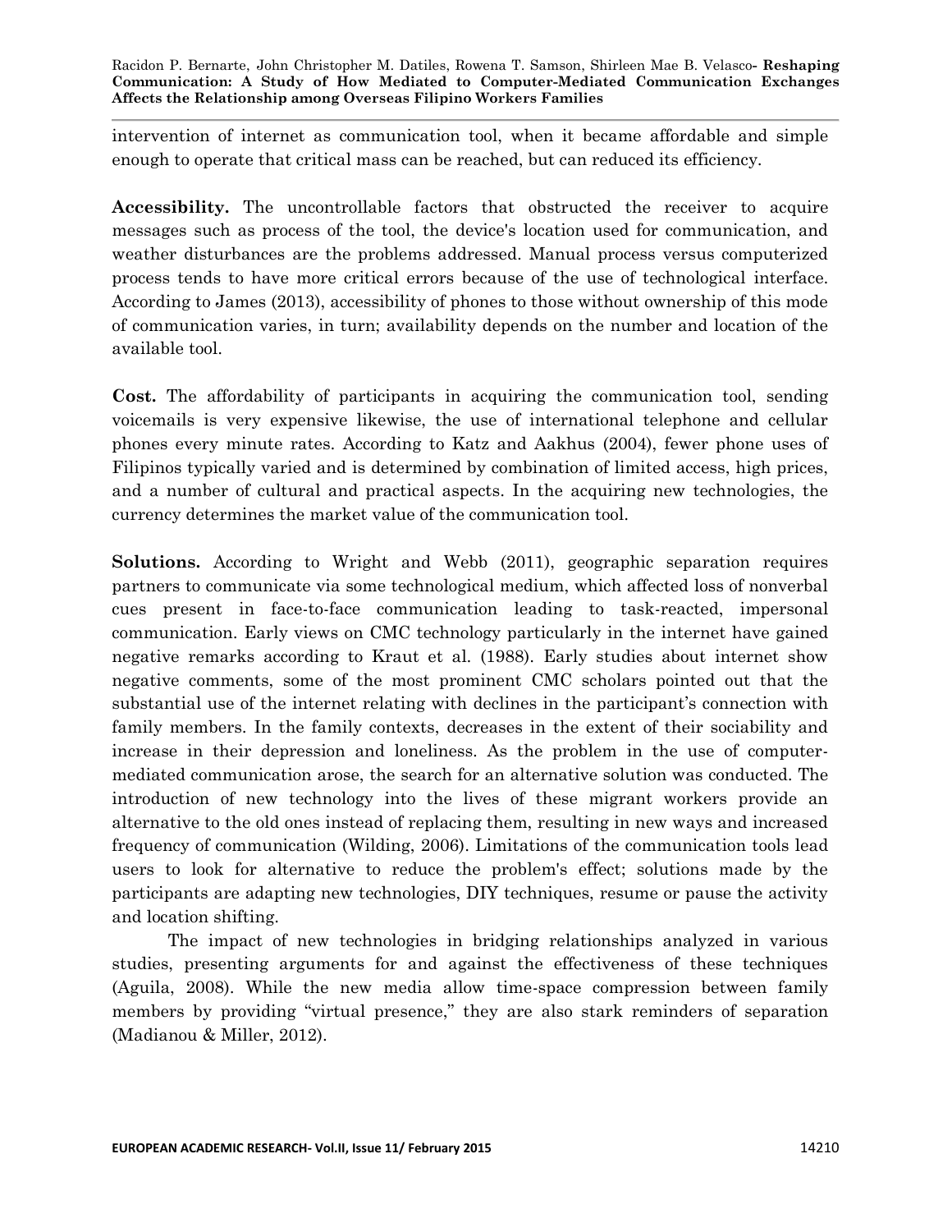intervention of internet as communication tool, when it became affordable and simple enough to operate that critical mass can be reached, but can reduced its efficiency.

**Accessibility.** The uncontrollable factors that obstructed the receiver to acquire messages such as process of the tool, the device's location used for communication, and weather disturbances are the problems addressed. Manual process versus computerized process tends to have more critical errors because of the use of technological interface. According to James (2013), accessibility of phones to those without ownership of this mode of communication varies, in turn; availability depends on the number and location of the available tool.

**Cost.** The affordability of participants in acquiring the communication tool, sending voicemails is very expensive likewise, the use of international telephone and cellular phones every minute rates. According to Katz and Aakhus (2004), fewer phone uses of Filipinos typically varied and is determined by combination of limited access, high prices, and a number of cultural and practical aspects. In the acquiring new technologies, the currency determines the market value of the communication tool.

**Solutions.** According to Wright and Webb (2011), geographic separation requires partners to communicate via some technological medium, which affected loss of nonverbal cues present in face-to-face communication leading to task-reacted, impersonal communication. Early views on CMC technology particularly in the internet have gained negative remarks according to Kraut et al. (1988). Early studies about internet show negative comments, some of the most prominent CMC scholars pointed out that the substantial use of the internet relating with declines in the participant's connection with family members. In the family contexts, decreases in the extent of their sociability and increase in their depression and loneliness. As the problem in the use of computer-mediated communication arose, the search for an alternative solution was conducted. The introduction of new technology into the lives of these migrant workers provide an alternative to the old ones instead of replacing them, resulting in new ways and increased frequency of communication (Wilding, 2006). Limitations of the communication tools lead users to look for alternative to reduce the problem's effect; solutions made by the participants are adapting new technologies, DIY techniques, resume or pause the activity and location shifting.

The impact of new technologies in bridging relationships analyzed in various studies, presenting arguments for and against the effectiveness of these techniques (Aguila, 2008). While the new media allow time-space compression between family members by providing "virtual presence," they are also stark reminders of separation (Madianou & Miller, 2012).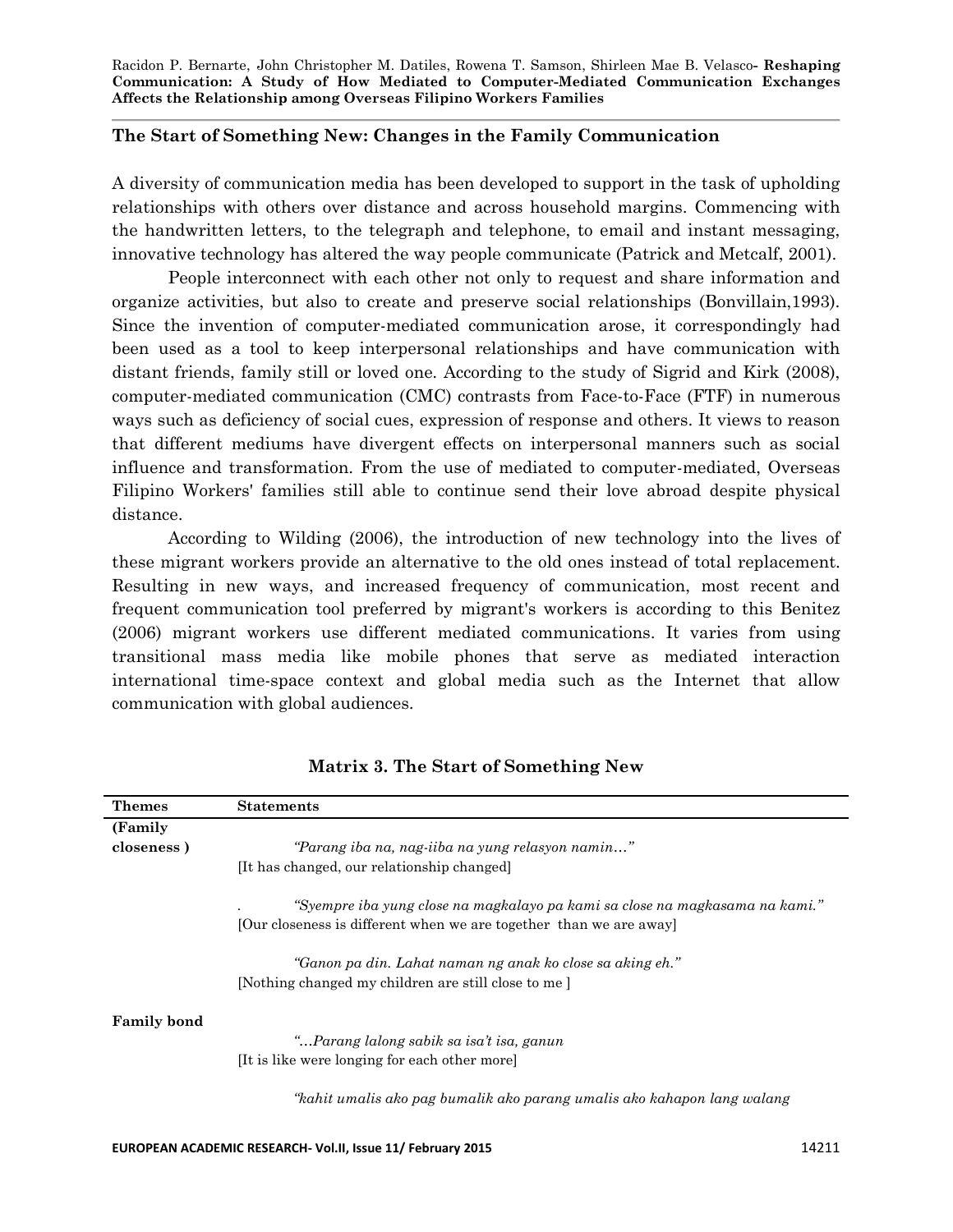## The Start of Something New: Changes in the Family Communication

A diversity of communication media has been developed to support in the task of upholding relationships with others over distance and across household margins. Commencing with the handwritten letters, to the telegraph and telephone, to email and instant messaging, innovative technology has altered the way people communicate (Patrick and Metcalf, 2001).

People interconnect with each other not only to request and share information and organize activities, but also to create and preserve social relationships (Bonvillain,1993). Since the invention of computer-mediated communication arose, it correspondingly had been used as a tool to keep interpersonal relationships and have communication with distant friends, family still or loved one. According to the study of Sigrid and Kirk (2008), computer-mediated communication (CMC) contrasts from Face-to-Face (FTF) in numerous ways such as deficiency of social cues, expression of response and others. It views to reason that different mediums have divergent effects on interpersonal manners such as social influence and transformation. From the use of mediated to computer-mediated, Overseas Filipino Workers' families still able to continue send their love abroad despite physical distance.

According to Wilding (2006), the introduction of new technology into the lives of these migrant workers provide an alternative to the old ones instead of total replacement. Resulting in new ways, and increased frequency of communication, most recent and frequent communication tool preferred by migrant's workers is according to this Benitez (2006) migrant workers use different mediated communications. It varies from using transitional mass media like mobile phones that serve as mediated interaction international time-space context and global media such as the Internet that allow communication with global audiences.

**Matrix 3. The Start of Something New**

| Themes | Statements |
|---|---|
| (Family closeness ) | *"Parang iba na, nag-iiba na yung relasyon namin…"* [It has changed, our relationship changed] |
| | . *"Syempre iba yung close na magkalayo pa kami sa close na magkasama na kami."* [Our closeness is different when we are together than we are away] |
| | *"Ganon pa din. Lahat naman ng anak ko close sa aking eh."* [Nothing changed my children are still close to me ] |
| Family bond | *"…Parang lalong sabik sa isa't isa, ganun* [It is like were longing for each other more] |
| | *"kahit umalis ako pag bumalik ako parang umalis ako kahapon lang walang* |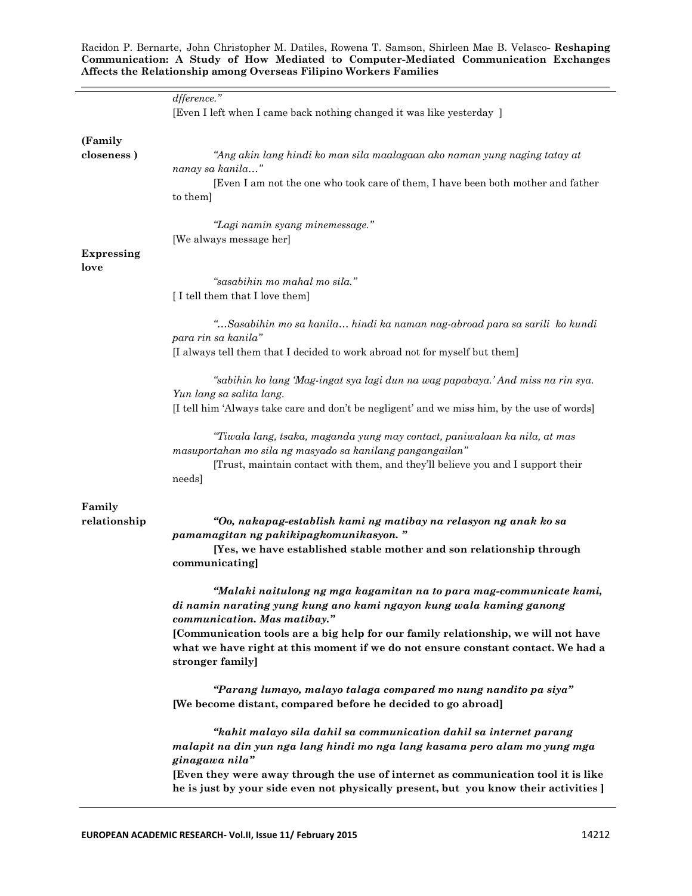| | |
|---|---|
| | *dfference."* [Even I left when I came back nothing changed it was like yesterday ] |
| **(Family closeness )** | *"Ang akin lang hindi ko man sila maalagaan ako naman yung naging tatay at nanay sa kanila…"* [Even I am not the one who took care of them, I have been both mother and father to them] |
| | *"Lagi namin syang minemessage."* [We always message her] |
| **Expressing love** | *"sasabihin mo mahal mo sila."* [ I tell them that I love them] |
| | *"…Sasabihin mo sa kanila… hindi ka naman nag-abroad para sa sarili ko kundi para rin sa kanila"* [I always tell them that I decided to work abroad not for myself but them] |
| | *"sabihin ko lang 'Mag-ingat sya lagi dun na wag papabaya.' And miss na rin sya. Yun lang sa salita lang.* [I tell him 'Always take care and don't be negligent' and we miss him, by the use of words] |
| | *"Tiwala lang, tsaka, maganda yung may contact, paniwalaan ka nila, at mas masuportahan mo sila ng masyado sa kanilang pangangailan"* [Trust, maintain contact with them, and they'll believe you and I support their needs] |
| **Family relationship** | ***"Oo, nakapag-establish kami ng matibay na relasyon ng anak ko sa pamamagitan ng pakikipagkomunikasyon. "*** **[Yes, we have established stable mother and son relationship through communicating]** |
| | ***"Malaki naitulong ng mga kagamitan na to para mag-communicate kami, di namin narating yung kung ano kami ngayon kung wala kaming ganong communication. Mas matibay."*** **[Communication tools are a big help for our family relationship, we will not have what we have right at this moment if we do not ensure constant contact. We had a stronger family]** |
| | ***"Parang lumayo, malayo talaga compared mo nung nandito pa siya"*** **[We become distant, compared before he decided to go abroad]** |
| | ***"kahit malayo sila dahil sa communication dahil sa internet parang malapit na din yun nga lang hindi mo nga lang kasama pero alam mo yung mga ginagawa nila"*** **[Even they were away through the use of internet as communication tool it is like he is just by your side even not physically present, but you know their activities ]** |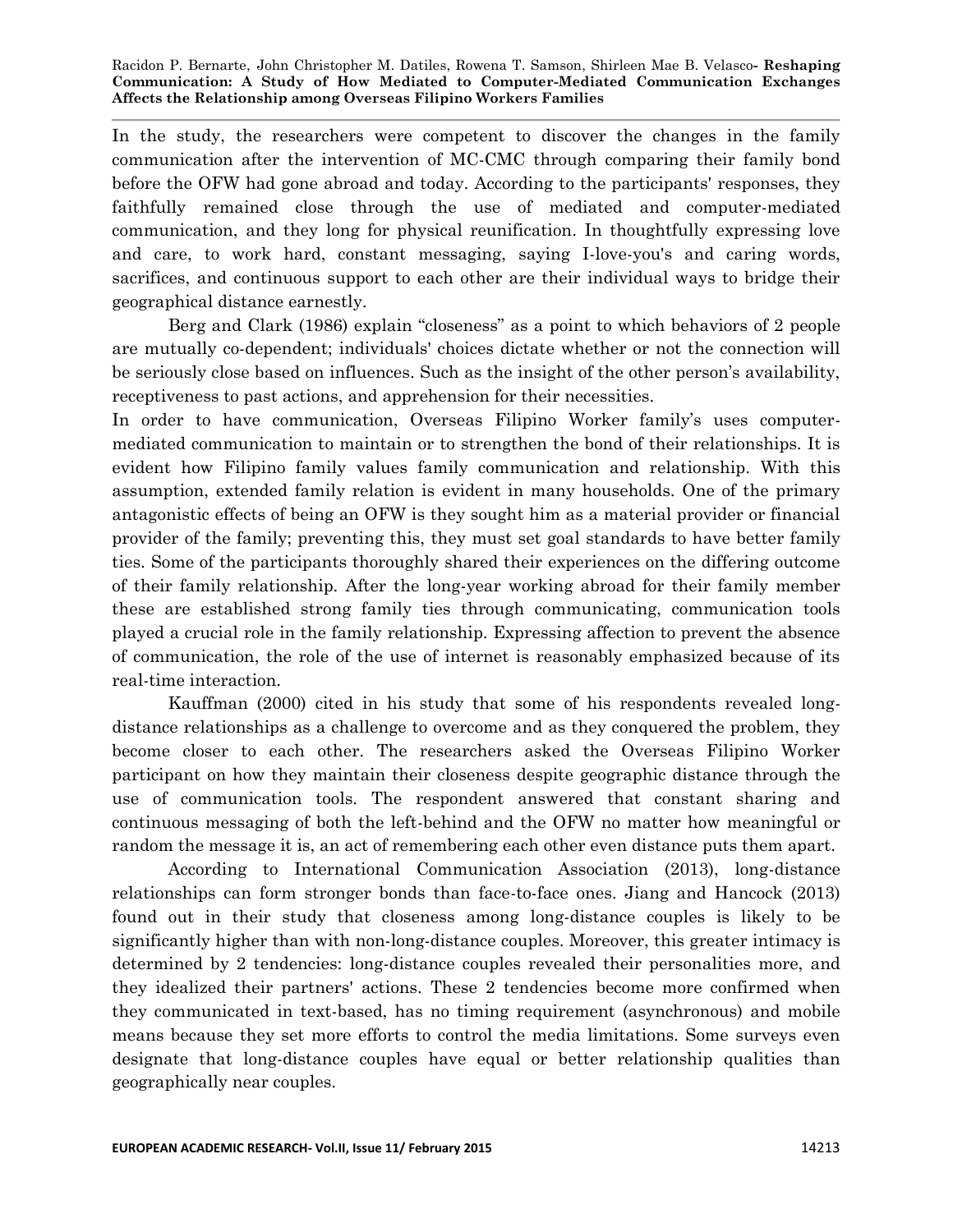In the study, the researchers were competent to discover the changes in the family communication after the intervention of MC-CMC through comparing their family bond before the OFW had gone abroad and today. According to the participants' responses, they faithfully remained close through the use of mediated and computer-mediated communication, and they long for physical reunification. In thoughtfully expressing love and care, to work hard, constant messaging, saying I-love-you's and caring words, sacrifices, and continuous support to each other are their individual ways to bridge their geographical distance earnestly.

Berg and Clark (1986) explain "closeness" as a point to which behaviors of 2 people are mutually co-dependent; individuals' choices dictate whether or not the connection will be seriously close based on influences. Such as the insight of the other person's availability, receptiveness to past actions, and apprehension for their necessities.

In order to have communication, Overseas Filipino Worker family's uses computer-mediated communication to maintain or to strengthen the bond of their relationships. It is evident how Filipino family values family communication and relationship. With this assumption, extended family relation is evident in many households. One of the primary antagonistic effects of being an OFW is they sought him as a material provider or financial provider of the family; preventing this, they must set goal standards to have better family ties. Some of the participants thoroughly shared their experiences on the differing outcome of their family relationship. After the long-year working abroad for their family member these are established strong family ties through communicating, communication tools played a crucial role in the family relationship. Expressing affection to prevent the absence of communication, the role of the use of internet is reasonably emphasized because of its real-time interaction.

Kauffman (2000) cited in his study that some of his respondents revealed long-distance relationships as a challenge to overcome and as they conquered the problem, they become closer to each other. The researchers asked the Overseas Filipino Worker participant on how they maintain their closeness despite geographic distance through the use of communication tools. The respondent answered that constant sharing and continuous messaging of both the left-behind and the OFW no matter how meaningful or random the message it is, an act of remembering each other even distance puts them apart.

According to International Communication Association (2013), long-distance relationships can form stronger bonds than face-to-face ones. Jiang and Hancock (2013) found out in their study that closeness among long-distance couples is likely to be significantly higher than with non-long-distance couples. Moreover, this greater intimacy is determined by 2 tendencies: long-distance couples revealed their personalities more, and they idealized their partners' actions. These 2 tendencies become more confirmed when they communicated in text-based, has no timing requirement (asynchronous) and mobile means because they set more efforts to control the media limitations. Some surveys even designate that long-distance couples have equal or better relationship qualities than geographically near couples.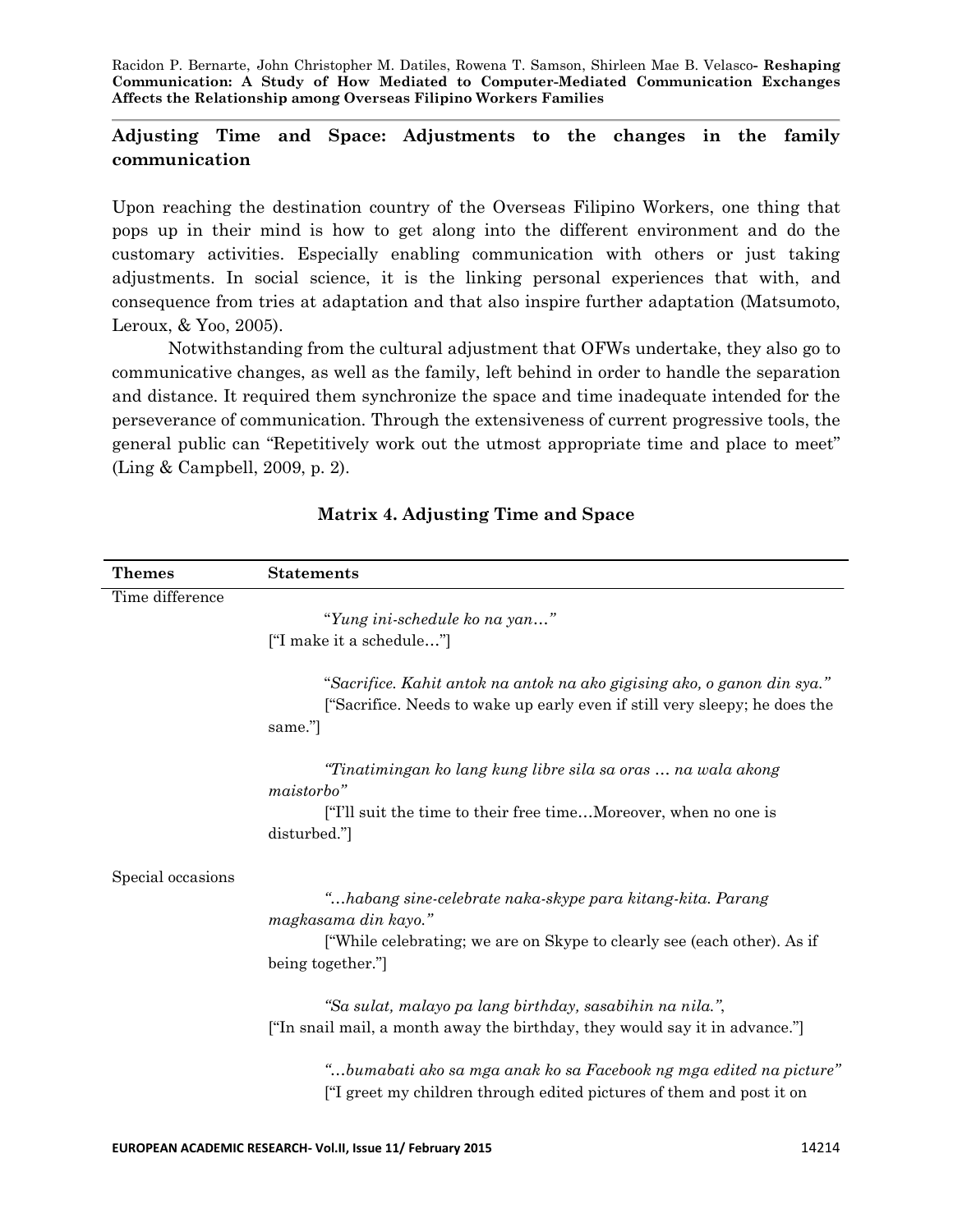## Adjusting Time and Space: Adjustments to the changes in the family communication

Upon reaching the destination country of the Overseas Filipino Workers, one thing that pops up in their mind is how to get along into the different environment and do the customary activities. Especially enabling communication with others or just taking adjustments. In social science, it is the linking personal experiences that with, and consequence from tries at adaptation and that also inspire further adaptation (Matsumoto, Leroux, & Yoo, 2005).

Notwithstanding from the cultural adjustment that OFWs undertake, they also go to communicative changes, as well as the family, left behind in order to handle the separation and distance. It required them synchronize the space and time inadequate intended for the perseverance of communication. Through the extensiveness of current progressive tools, the general public can "Repetitively work out the utmost appropriate time and place to meet" (Ling & Campbell, 2009, p. 2).

**Matrix 4. Adjusting Time and Space**

| Themes | Statements |
|---|---|
| Time difference | "*Yung ini-schedule ko na yan…*" ["I make it a schedule…"] |
| | "*Sacrifice. Kahit antok na antok na ako gigising ako, o ganon din sya.*" ["Sacrifice. Needs to wake up early even if still very sleepy; he does the same."] |
| | *"Tinatimingan ko lang kung libre sila sa oras … na wala akong maistorbo"* ["I'll suit the time to their free time…Moreover, when no one is disturbed."] |
| Special occasions | *"…habang sine-celebrate naka-skype para kitang-kita. Parang magkasama din kayo."* ["While celebrating; we are on Skype to clearly see (each other). As if being together."] |
| | *"Sa sulat, malayo pa lang birthday, sasabihin na nila."*, ["In snail mail, a month away the birthday, they would say it in advance."] |
| | *"…bumabati ako sa mga anak ko sa Facebook ng mga edited na picture"* ["I greet my children through edited pictures of them and post it on |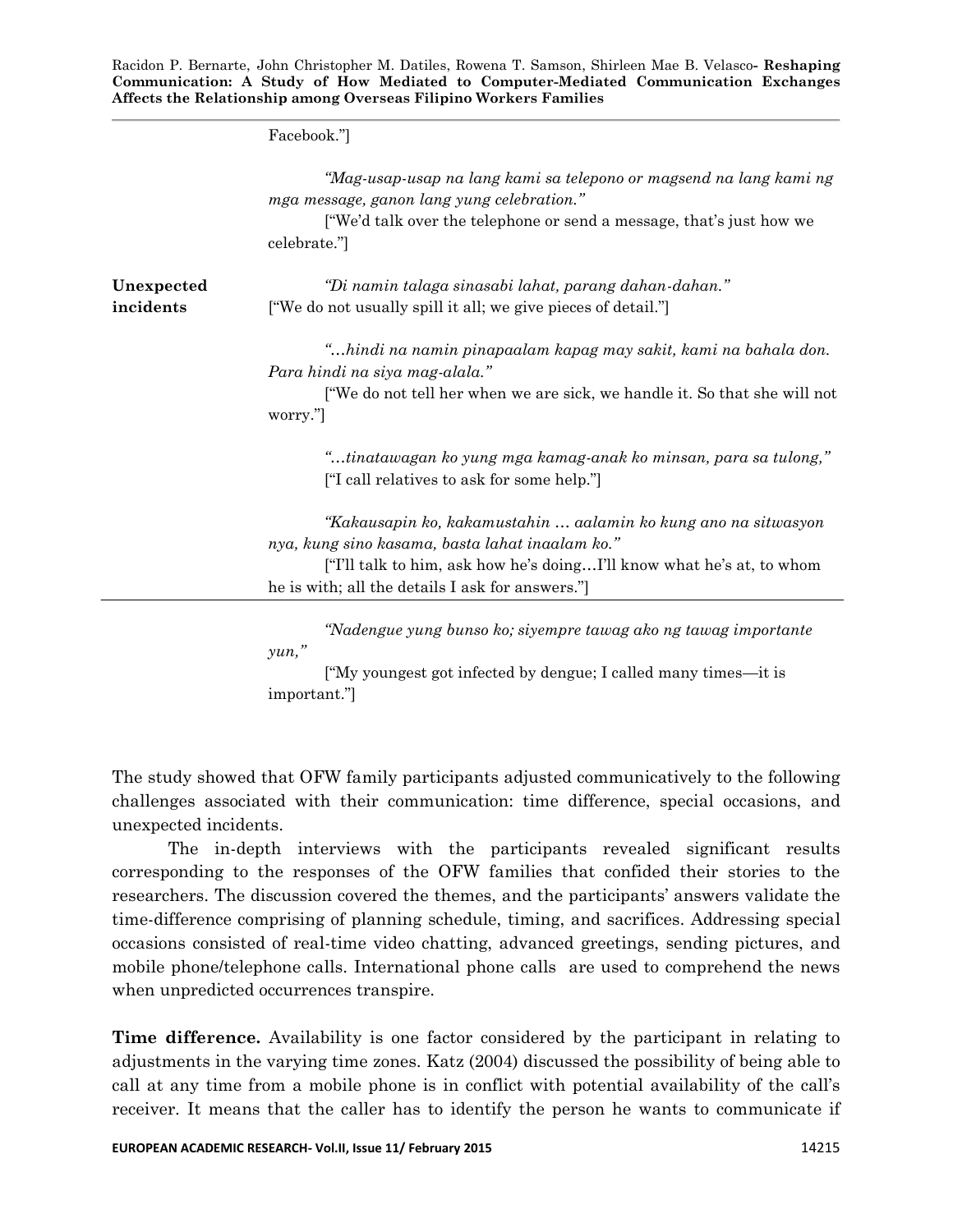| | |
|---|---|
| | Facebook."]<br><br>*"Mag-usap-usap na lang kami sa telepono or magsend na lang kami ng mga message, ganon lang yung celebration."*<br>["We'd talk over the telephone or send a message, that's just how we celebrate."] |
| **Unexpected incidents** | *"Di namin talaga sinasabi lahat, parang dahan-dahan."*<br>["We do not usually spill it all; we give pieces of detail."]<br><br>*"…hindi na namin pinapaalam kapag may sakit, kami na bahala don. Para hindi na siya mag-alala."*<br>["We do not tell her when we are sick, we handle it. So that she will not worry."]<br><br>*"…tinatawagan ko yung mga kamag-anak ko minsan, para sa tulong,"*<br>["I call relatives to ask for some help."]<br><br>*"Kakausapin ko, kakamustahin … aalamin ko kung ano na sitwasyon nya, kung sino kasama, basta lahat inaalam ko."*<br>["I'll talk to him, ask how he's doing…I'll know what he's at, to whom he is with; all the details I ask for answers."] |
| | *"Nadengue yung bunso ko; siyempre tawag ako ng tawag importante yun,"*<br>["My youngest got infected by dengue; I called many times—it is important."] |

The study showed that OFW family participants adjusted communicatively to the following challenges associated with their communication: time difference, special occasions, and unexpected incidents.

The in-depth interviews with the participants revealed significant results corresponding to the responses of the OFW families that confided their stories to the researchers. The discussion covered the themes, and the participants' answers validate the time-difference comprising of planning schedule, timing, and sacrifices. Addressing special occasions consisted of real-time video chatting, advanced greetings, sending pictures, and mobile phone/telephone calls. International phone calls are used to comprehend the news when unpredicted occurrences transpire.

**Time difference.** Availability is one factor considered by the participant in relating to adjustments in the varying time zones. Katz (2004) discussed the possibility of being able to call at any time from a mobile phone is in conflict with potential availability of the call's receiver. It means that the caller has to identify the person he wants to communicate if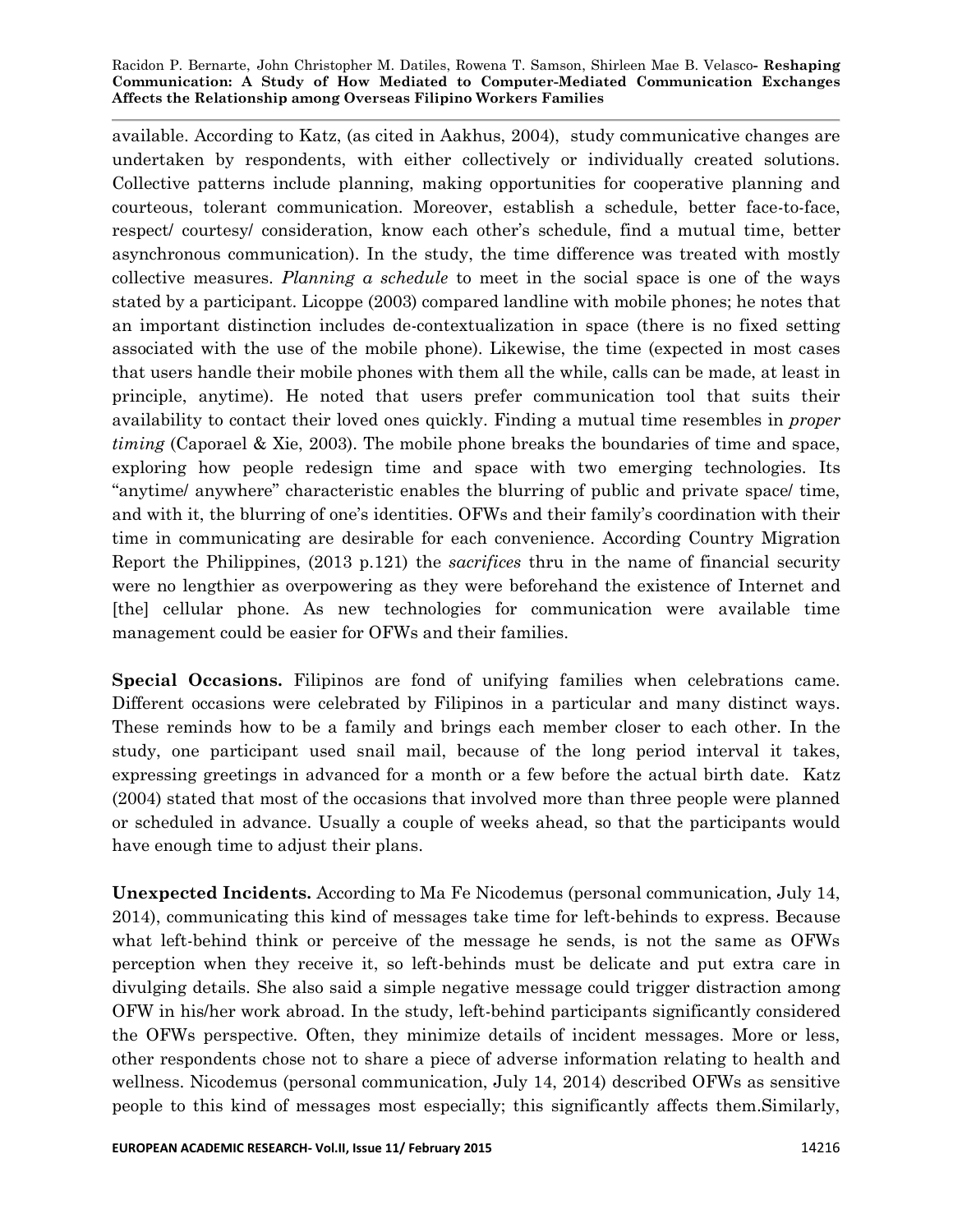available. According to Katz, (as cited in Aakhus, 2004), study communicative changes are undertaken by respondents, with either collectively or individually created solutions. Collective patterns include planning, making opportunities for cooperative planning and courteous, tolerant communication. Moreover, establish a schedule, better face-to-face, respect/ courtesy/ consideration, know each other's schedule, find a mutual time, better asynchronous communication). In the study, the time difference was treated with mostly collective measures. *Planning a schedule* to meet in the social space is one of the ways stated by a participant. Licoppe (2003) compared landline with mobile phones; he notes that an important distinction includes de-contextualization in space (there is no fixed setting associated with the use of the mobile phone). Likewise, the time (expected in most cases that users handle their mobile phones with them all the while, calls can be made, at least in principle, anytime). He noted that users prefer communication tool that suits their availability to contact their loved ones quickly. Finding a mutual time resembles in *proper timing* (Caporael & Xie, 2003). The mobile phone breaks the boundaries of time and space, exploring how people redesign time and space with two emerging technologies. Its "anytime/ anywhere" characteristic enables the blurring of public and private space/ time, and with it, the blurring of one's identities. OFWs and their family's coordination with their time in communicating are desirable for each convenience. According Country Migration Report the Philippines, (2013 p.121) the *sacrifices* thru in the name of financial security were no lengthier as overpowering as they were beforehand the existence of Internet and [the] cellular phone. As new technologies for communication were available time management could be easier for OFWs and their families.

**Special Occasions.** Filipinos are fond of unifying families when celebrations came. Different occasions were celebrated by Filipinos in a particular and many distinct ways. These reminds how to be a family and brings each member closer to each other. In the study, one participant used snail mail, because of the long period interval it takes, expressing greetings in advanced for a month or a few before the actual birth date. Katz (2004) stated that most of the occasions that involved more than three people were planned or scheduled in advance. Usually a couple of weeks ahead, so that the participants would have enough time to adjust their plans.

**Unexpected Incidents.** According to Ma Fe Nicodemus (personal communication, July 14, 2014), communicating this kind of messages take time for left-behinds to express. Because what left-behind think or perceive of the message he sends, is not the same as OFWs perception when they receive it, so left-behinds must be delicate and put extra care in divulging details. She also said a simple negative message could trigger distraction among OFW in his/her work abroad. In the study, left-behind participants significantly considered the OFWs perspective. Often, they minimize details of incident messages. More or less, other respondents chose not to share a piece of adverse information relating to health and wellness. Nicodemus (personal communication, July 14, 2014) described OFWs as sensitive people to this kind of messages most especially; this significantly affects them.Similarly,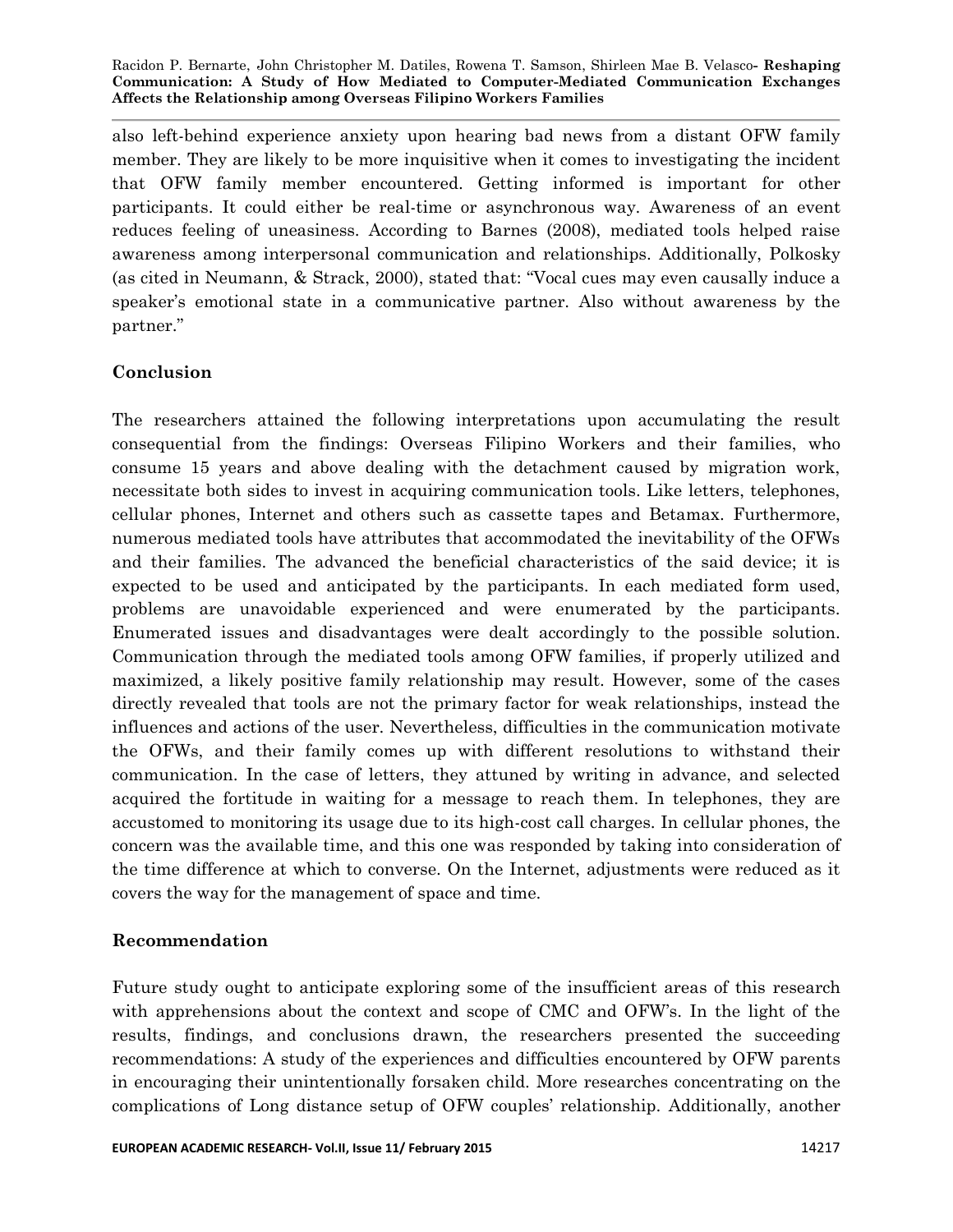also left-behind experience anxiety upon hearing bad news from a distant OFW family member. They are likely to be more inquisitive when it comes to investigating the incident that OFW family member encountered. Getting informed is important for other participants. It could either be real-time or asynchronous way. Awareness of an event reduces feeling of uneasiness. According to Barnes (2008), mediated tools helped raise awareness among interpersonal communication and relationships. Additionally, Polkosky (as cited in Neumann, & Strack, 2000), stated that: "Vocal cues may even causally induce a speaker's emotional state in a communicative partner. Also without awareness by the partner."

## Conclusion

The researchers attained the following interpretations upon accumulating the result consequential from the findings: Overseas Filipino Workers and their families, who consume 15 years and above dealing with the detachment caused by migration work, necessitate both sides to invest in acquiring communication tools. Like letters, telephones, cellular phones, Internet and others such as cassette tapes and Betamax. Furthermore, numerous mediated tools have attributes that accommodated the inevitability of the OFWs and their families. The advanced the beneficial characteristics of the said device; it is expected to be used and anticipated by the participants. In each mediated form used, problems are unavoidable experienced and were enumerated by the participants. Enumerated issues and disadvantages were dealt accordingly to the possible solution. Communication through the mediated tools among OFW families, if properly utilized and maximized, a likely positive family relationship may result. However, some of the cases directly revealed that tools are not the primary factor for weak relationships, instead the influences and actions of the user. Nevertheless, difficulties in the communication motivate the OFWs, and their family comes up with different resolutions to withstand their communication. In the case of letters, they attuned by writing in advance, and selected acquired the fortitude in waiting for a message to reach them. In telephones, they are accustomed to monitoring its usage due to its high-cost call charges. In cellular phones, the concern was the available time, and this one was responded by taking into consideration of the time difference at which to converse. On the Internet, adjustments were reduced as it covers the way for the management of space and time.

## Recommendation

Future study ought to anticipate exploring some of the insufficient areas of this research with apprehensions about the context and scope of CMC and OFW's. In the light of the results, findings, and conclusions drawn, the researchers presented the succeeding recommendations: A study of the experiences and difficulties encountered by OFW parents in encouraging their unintentionally forsaken child. More researches concentrating on the complications of Long distance setup of OFW couples' relationship. Additionally, another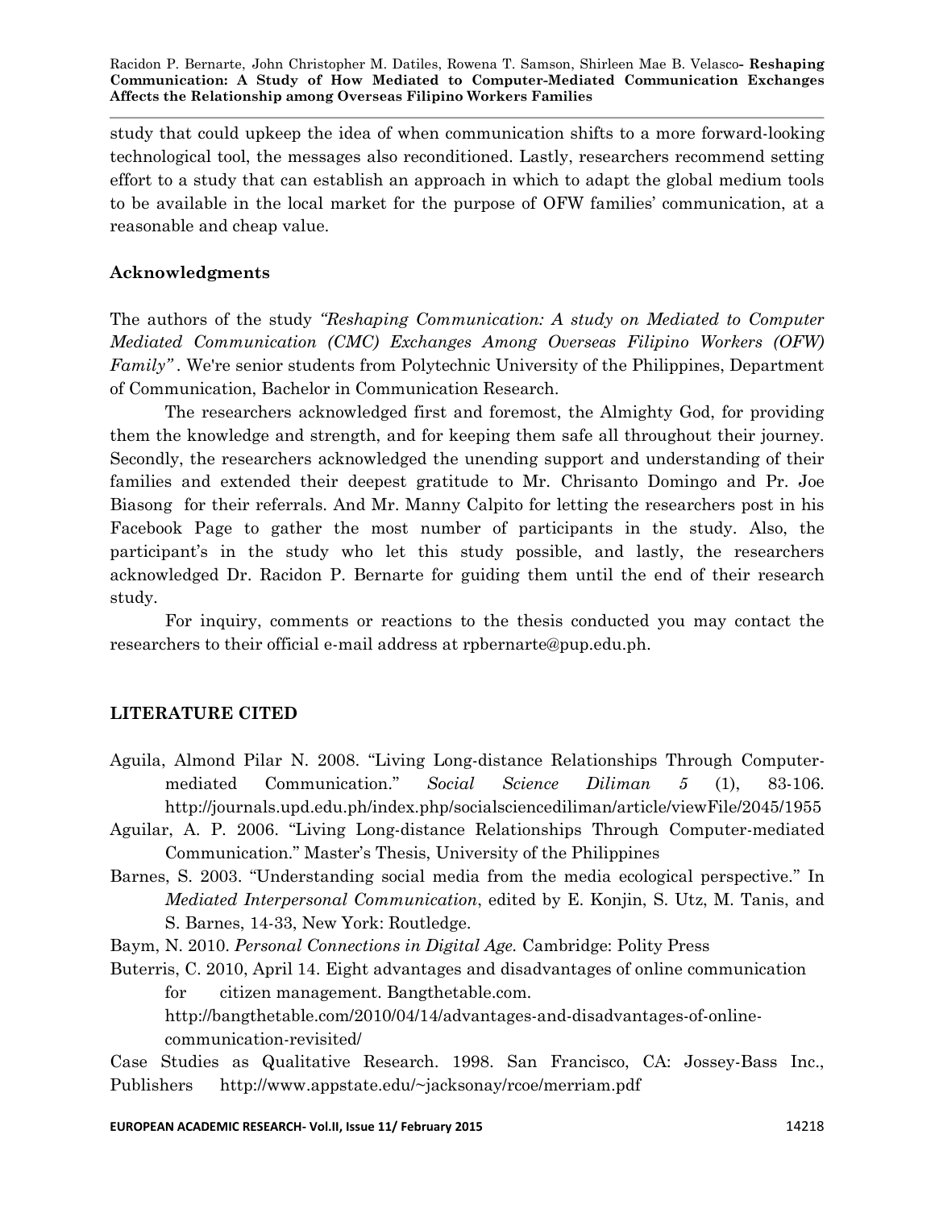study that could upkeep the idea of when communication shifts to a more forward-looking technological tool, the messages also reconditioned. Lastly, researchers recommend setting effort to a study that can establish an approach in which to adapt the global medium tools to be available in the local market for the purpose of OFW families' communication, at a reasonable and cheap value.

## Acknowledgments

The authors of the study *"Reshaping Communication: A study on Mediated to Computer Mediated Communication (CMC) Exchanges Among Overseas Filipino Workers (OFW) Family"* . We're senior students from Polytechnic University of the Philippines, Department of Communication, Bachelor in Communication Research.

The researchers acknowledged first and foremost, the Almighty God, for providing them the knowledge and strength, and for keeping them safe all throughout their journey. Secondly, the researchers acknowledged the unending support and understanding of their families and extended their deepest gratitude to Mr. Chrisanto Domingo and Pr. Joe Biasong for their referrals. And Mr. Manny Calpito for letting the researchers post in his Facebook Page to gather the most number of participants in the study. Also, the participant's in the study who let this study possible, and lastly, the researchers acknowledged Dr. Racidon P. Bernarte for guiding them until the end of their research study.

For inquiry, comments or reactions to the thesis conducted you may contact the researchers to their official e-mail address at rpbernarte@pup.edu.ph.

## LITERATURE CITED

Aguila, Almond Pilar N. 2008. "Living Long-distance Relationships Through Computer-mediated Communication." *Social Science Diliman 5* (1), 83-106. http://journals.upd.edu.ph/index.php/socialsciencediliman/article/viewFile/2045/1955

Aguilar, A. P. 2006. "Living Long-distance Relationships Through Computer-mediated Communication." Master's Thesis, University of the Philippines

Barnes, S. 2003. "Understanding social media from the media ecological perspective." In *Mediated Interpersonal Communication*, edited by E. Konjin, S. Utz, M. Tanis, and S. Barnes, 14-33, New York: Routledge.

Baym, N. 2010. *Personal Connections in Digital Age.* Cambridge: Polity Press

Buterris, C. 2010, April 14. Eight advantages and disadvantages of online communication for citizen management. Bangthetable.com. http://bangthetable.com/2010/04/14/advantages-and-disadvantages-of-online-communication-revisited/

Case Studies as Qualitative Research. 1998. San Francisco, CA: Jossey-Bass Inc., Publishers http://www.appstate.edu/~jacksonay/rcoe/merriam.pdf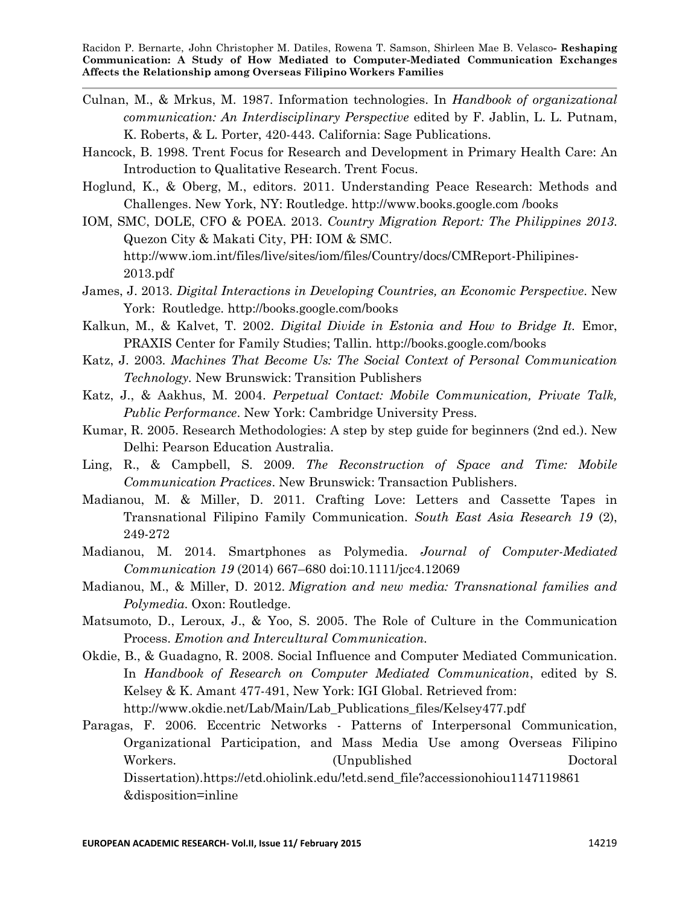Culnan, M., & Mrkus, M. 1987. Information technologies. In *Handbook of organizational communication: An Interdisciplinary Perspective* edited by F. Jablin, L. L. Putnam, K. Roberts, & L. Porter, 420-443. California: Sage Publications.

Hancock, B. 1998. Trent Focus for Research and Development in Primary Health Care: An Introduction to Qualitative Research. Trent Focus.

Hoglund, K., & Oberg, M., editors. 2011. Understanding Peace Research: Methods and Challenges. New York, NY: Routledge. http://www.books.google.com /books

IOM, SMC, DOLE, CFO & POEA. 2013. *Country Migration Report: The Philippines 2013*. Quezon City & Makati City, PH: IOM & SMC. http://www.iom.int/files/live/sites/iom/files/Country/docs/CMReport-Philipines-2013.pdf

James, J. 2013. *Digital Interactions in Developing Countries, an Economic Perspective*. New York: Routledge. http://books.google.com/books

Kalkun, M., & Kalvet, T. 2002. *Digital Divide in Estonia and How to Bridge It.* Emor, PRAXIS Center for Family Studies; Tallin. http://books.google.com/books

Katz, J. 2003. *Machines That Become Us: The Social Context of Personal Communication Technology*. New Brunswick: Transition Publishers

Katz, J., & Aakhus, M. 2004. *Perpetual Contact: Mobile Communication, Private Talk, Public Performance*. New York: Cambridge University Press.

Kumar, R. 2005. Research Methodologies: A step by step guide for beginners (2nd ed.). New Delhi: Pearson Education Australia.

Ling, R., & Campbell, S. 2009. *The Reconstruction of Space and Time: Mobile Communication Practices*. New Brunswick: Transaction Publishers.

Madianou, M. & Miller, D. 2011. Crafting Love: Letters and Cassette Tapes in Transnational Filipino Family Communication. *South East Asia Research 19* (2), 249-272

Madianou, M. 2014. Smartphones as Polymedia. *Journal of Computer-Mediated Communication 19* (2014) 667–680 doi:10.1111/jcc4.12069

Madianou, M., & Miller, D. 2012. *Migration and new media: Transnational families and Polymedia.* Oxon: Routledge.

Matsumoto, D., Leroux, J., & Yoo, S. 2005. The Role of Culture in the Communication Process. *Emotion and Intercultural Communication.*

Okdie, B., & Guadagno, R. 2008. Social Influence and Computer Mediated Communication. In *Handbook of Research on Computer Mediated Communication*, edited by S. Kelsey & K. Amant 477-491, New York: IGI Global. Retrieved from: http://www.okdie.net/Lab/Main/Lab_Publications_files/Kelsey477.pdf

Paragas, F. 2006. Eccentric Networks - Patterns of Interpersonal Communication, Organizational Participation, and Mass Media Use among Overseas Filipino Workers. (Unpublished Doctoral Dissertation).https://etd.ohiolink.edu/!etd.send_file?accessionohiou1147119861 &disposition=inline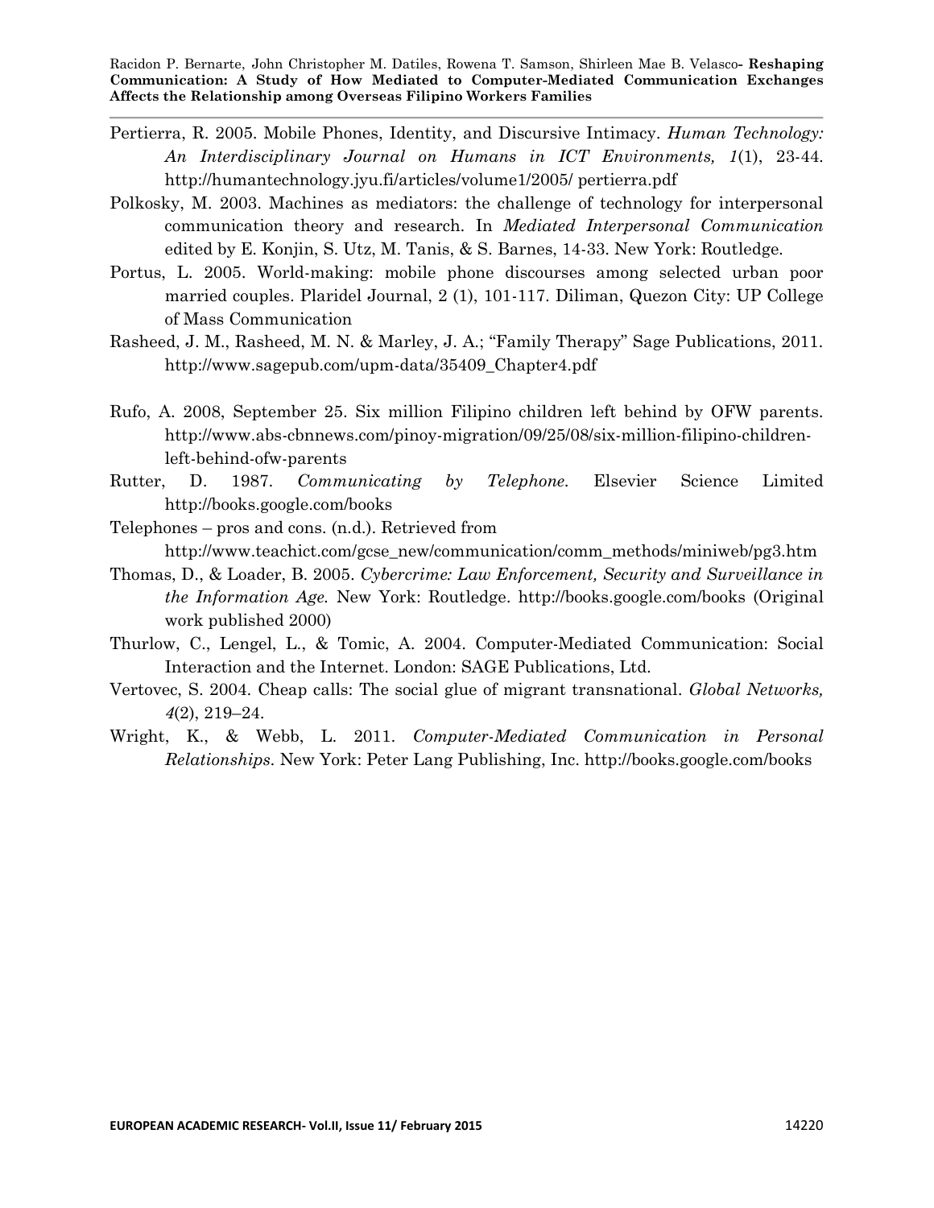Pertierra, R. 2005. Mobile Phones, Identity, and Discursive Intimacy. *Human Technology: An Interdisciplinary Journal on Humans in ICT Environments, 1*(1), 23-44. http://humantechnology.jyu.fi/articles/volume1/2005/ pertierra.pdf

Polkosky, M. 2003. Machines as mediators: the challenge of technology for interpersonal communication theory and research. In *Mediated Interpersonal Communication* edited by E. Konjin, S. Utz, M. Tanis, & S. Barnes, 14-33. New York: Routledge.

Portus, L. 2005. World-making: mobile phone discourses among selected urban poor married couples. Plaridel Journal, 2 (1), 101-117. Diliman, Quezon City: UP College of Mass Communication

Rasheed, J. M., Rasheed, M. N. & Marley, J. A.; "Family Therapy" Sage Publications, 2011. http://www.sagepub.com/upm-data/35409_Chapter4.pdf

Rufo, A. 2008, September 25. Six million Filipino children left behind by OFW parents. http://www.abs-cbnnews.com/pinoy-migration/09/25/08/six-million-filipino-children-left-behind-ofw-parents

Rutter, D. 1987. *Communicating by Telephone*. Elsevier Science Limited http://books.google.com/books

Telephones – pros and cons. (n.d.). Retrieved from http://www.teachict.com/gcse_new/communication/comm_methods/miniweb/pg3.htm

Thomas, D., & Loader, B. 2005. *Cybercrime: Law Enforcement, Security and Surveillance in the Information Age.* New York: Routledge. http://books.google.com/books (Original work published 2000)

Thurlow, C., Lengel, L., & Tomic, A. 2004. Computer-Mediated Communication: Social Interaction and the Internet. London: SAGE Publications, Ltd.

Vertovec, S. 2004. Cheap calls: The social glue of migrant transnational. *Global Networks, 4*(2), 219–24.

Wright, K., & Webb, L. 2011. *Computer-Mediated Communication in Personal Relationships*. New York: Peter Lang Publishing, Inc. http://books.google.com/books